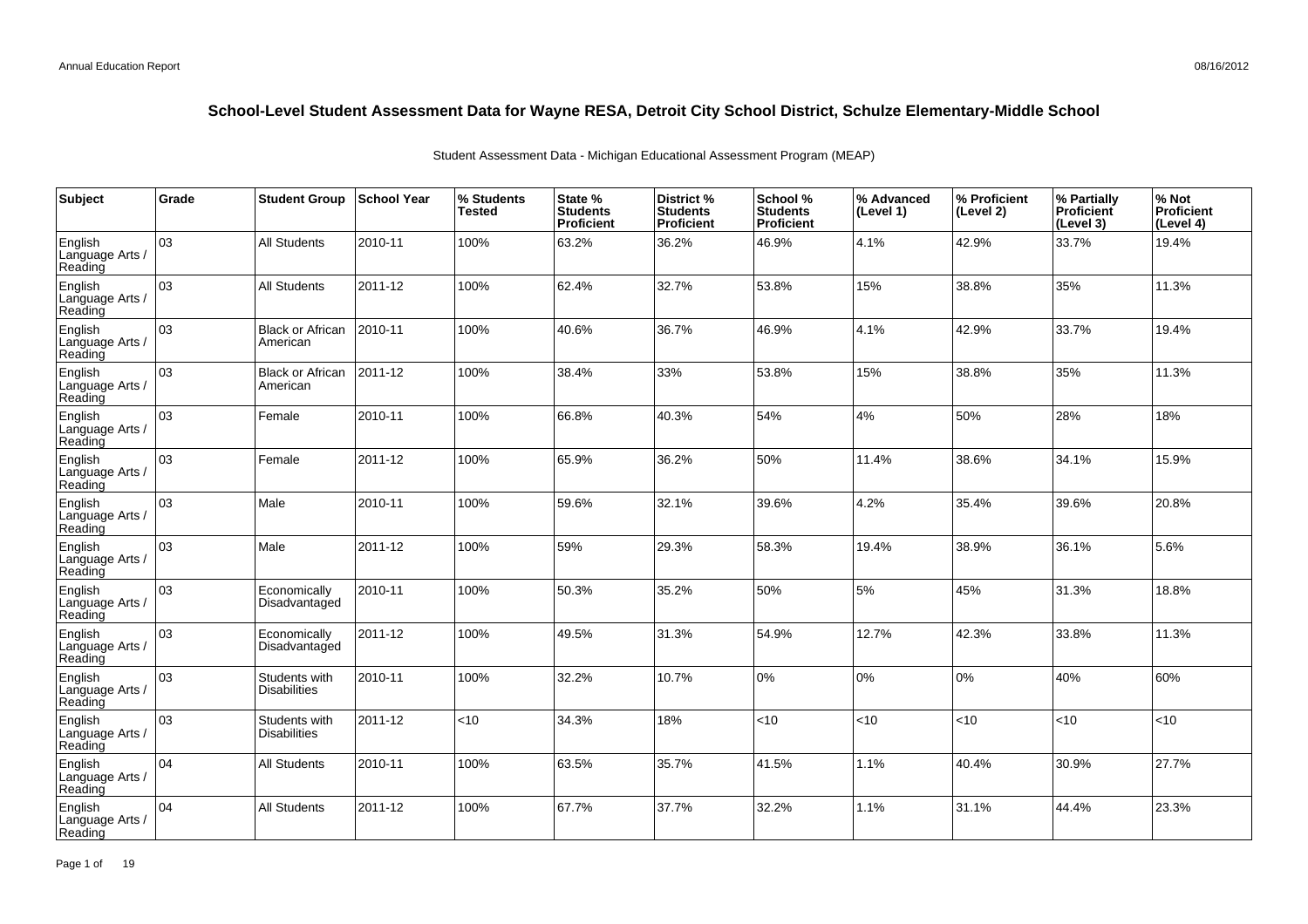# School-Level Student Assessment Data for Wayne RESA, Detroit City School District, Schulze Elementary-Middle School

Student Assessment Data - Michigan Educational Assessment Program (MEAP)

| Subject | Grade | Student Group | School Year | % Students Tested | State % Students Proficient | District % Students Proficient | School % Students Proficient | % Advanced (Level 1) | % Proficient (Level 2) | % Partially Proficient (Level 3) | % Not Proficient (Level 4) |
|---|---|---|---|---|---|---|---|---|---|---|---|
| English Language Arts / Reading | 03 | All Students | 2010-11 | 100% | 63.2% | 36.2% | 46.9% | 4.1% | 42.9% | 33.7% | 19.4% |
| English Language Arts / Reading | 03 | All Students | 2011-12 | 100% | 62.4% | 32.7% | 53.8% | 15% | 38.8% | 35% | 11.3% |
| English Language Arts / Reading | 03 | Black or African American | 2010-11 | 100% | 40.6% | 36.7% | 46.9% | 4.1% | 42.9% | 33.7% | 19.4% |
| English Language Arts / Reading | 03 | Black or African American | 2011-12 | 100% | 38.4% | 33% | 53.8% | 15% | 38.8% | 35% | 11.3% |
| English Language Arts / Reading | 03 | Female | 2010-11 | 100% | 66.8% | 40.3% | 54% | 4% | 50% | 28% | 18% |
| English Language Arts / Reading | 03 | Female | 2011-12 | 100% | 65.9% | 36.2% | 50% | 11.4% | 38.6% | 34.1% | 15.9% |
| English Language Arts / Reading | 03 | Male | 2010-11 | 100% | 59.6% | 32.1% | 39.6% | 4.2% | 35.4% | 39.6% | 20.8% |
| English Language Arts / Reading | 03 | Male | 2011-12 | 100% | 59% | 29.3% | 58.3% | 19.4% | 38.9% | 36.1% | 5.6% |
| English Language Arts / Reading | 03 | Economically Disadvantaged | 2010-11 | 100% | 50.3% | 35.2% | 50% | 5% | 45% | 31.3% | 18.8% |
| English Language Arts / Reading | 03 | Economically Disadvantaged | 2011-12 | 100% | 49.5% | 31.3% | 54.9% | 12.7% | 42.3% | 33.8% | 11.3% |
| English Language Arts / Reading | 03 | Students with Disabilities | 2010-11 | 100% | 32.2% | 10.7% | 0% | 0% | 0% | 40% | 60% |
| English Language Arts / Reading | 03 | Students with Disabilities | 2011-12 | <10 | 34.3% | 18% | <10 | <10 | <10 | <10 | <10 |
| English Language Arts / Reading | 04 | All Students | 2010-11 | 100% | 63.5% | 35.7% | 41.5% | 1.1% | 40.4% | 30.9% | 27.7% |
| English Language Arts / Reading | 04 | All Students | 2011-12 | 100% | 67.7% | 37.7% | 32.2% | 1.1% | 31.1% | 44.4% | 23.3% |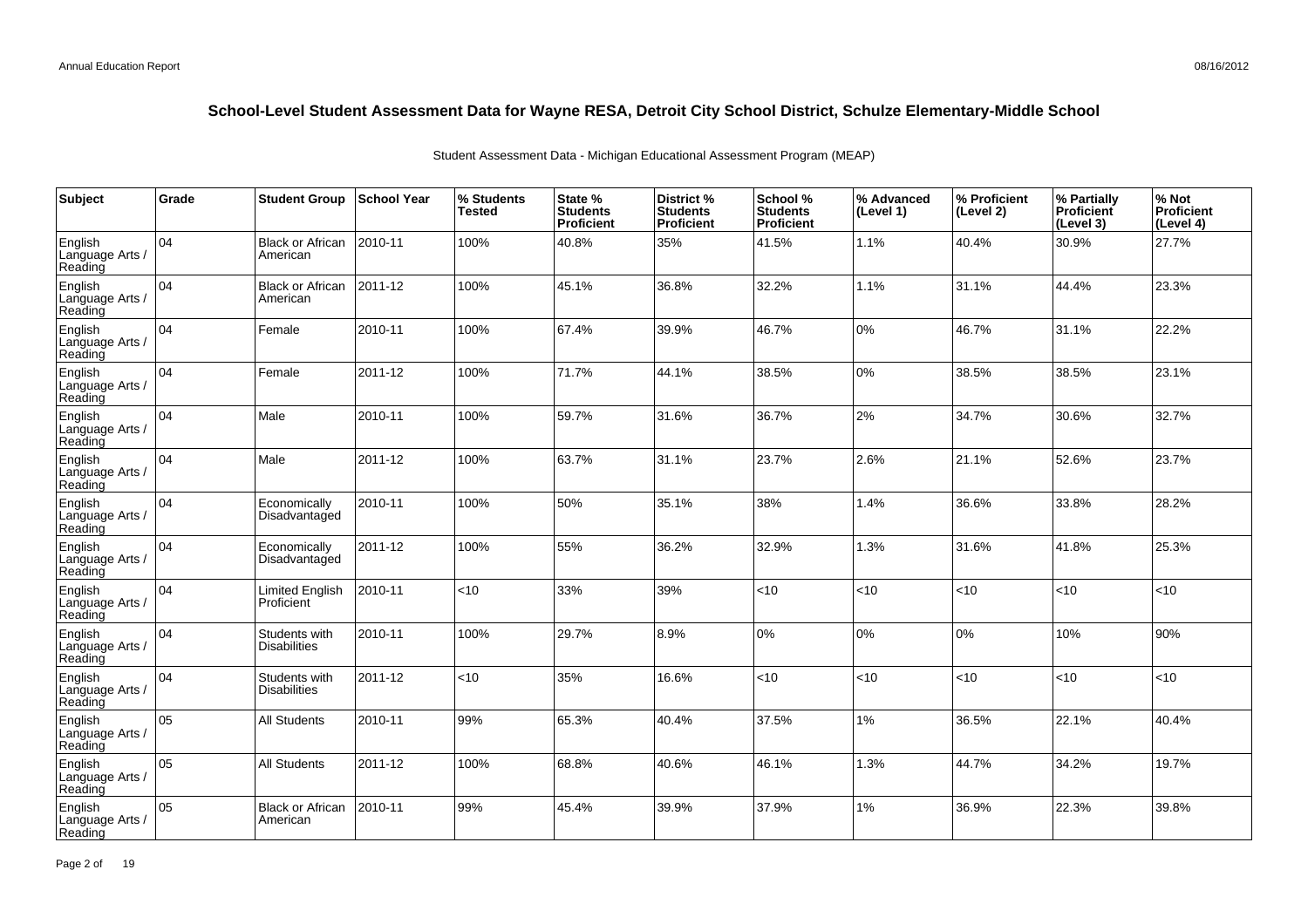## School-Level Student Assessment Data for Wayne RESA, Detroit City School District, Schulze Elementary-Middle School

Student Assessment Data - Michigan Educational Assessment Program (MEAP)

| Subject | Grade | Student Group | School Year | % Students Tested | State % Students Proficient | District % Students Proficient | School % Students Proficient | % Advanced (Level 1) | % Proficient (Level 2) | % Partially Proficient (Level 3) | % Not Proficient (Level 4) |
|---|---|---|---|---|---|---|---|---|---|---|---|
| English Language Arts / Reading | 04 | Black or African American | 2010-11 | 100% | 40.8% | 35% | 41.5% | 1.1% | 40.4% | 30.9% | 27.7% |
| English Language Arts / Reading | 04 | Black or African American | 2011-12 | 100% | 45.1% | 36.8% | 32.2% | 1.1% | 31.1% | 44.4% | 23.3% |
| English Language Arts / Reading | 04 | Female | 2010-11 | 100% | 67.4% | 39.9% | 46.7% | 0% | 46.7% | 31.1% | 22.2% |
| English Language Arts / Reading | 04 | Female | 2011-12 | 100% | 71.7% | 44.1% | 38.5% | 0% | 38.5% | 38.5% | 23.1% |
| English Language Arts / Reading | 04 | Male | 2010-11 | 100% | 59.7% | 31.6% | 36.7% | 2% | 34.7% | 30.6% | 32.7% |
| English Language Arts / Reading | 04 | Male | 2011-12 | 100% | 63.7% | 31.1% | 23.7% | 2.6% | 21.1% | 52.6% | 23.7% |
| English Language Arts / Reading | 04 | Economically Disadvantaged | 2010-11 | 100% | 50% | 35.1% | 38% | 1.4% | 36.6% | 33.8% | 28.2% |
| English Language Arts / Reading | 04 | Economically Disadvantaged | 2011-12 | 100% | 55% | 36.2% | 32.9% | 1.3% | 31.6% | 41.8% | 25.3% |
| English Language Arts / Reading | 04 | Limited English Proficient | 2010-11 | <10 | 33% | 39% | <10 | <10 | <10 | <10 | <10 |
| English Language Arts / Reading | 04 | Students with Disabilities | 2010-11 | 100% | 29.7% | 8.9% | 0% | 0% | 0% | 10% | 90% |
| English Language Arts / Reading | 04 | Students with Disabilities | 2011-12 | <10 | 35% | 16.6% | <10 | <10 | <10 | <10 | <10 |
| English Language Arts / Reading | 05 | All Students | 2010-11 | 99% | 65.3% | 40.4% | 37.5% | 1% | 36.5% | 22.1% | 40.4% |
| English Language Arts / Reading | 05 | All Students | 2011-12 | 100% | 68.8% | 40.6% | 46.1% | 1.3% | 44.7% | 34.2% | 19.7% |
| English Language Arts / Reading | 05 | Black or African American | 2010-11 | 99% | 45.4% | 39.9% | 37.9% | 1% | 36.9% | 22.3% | 39.8% |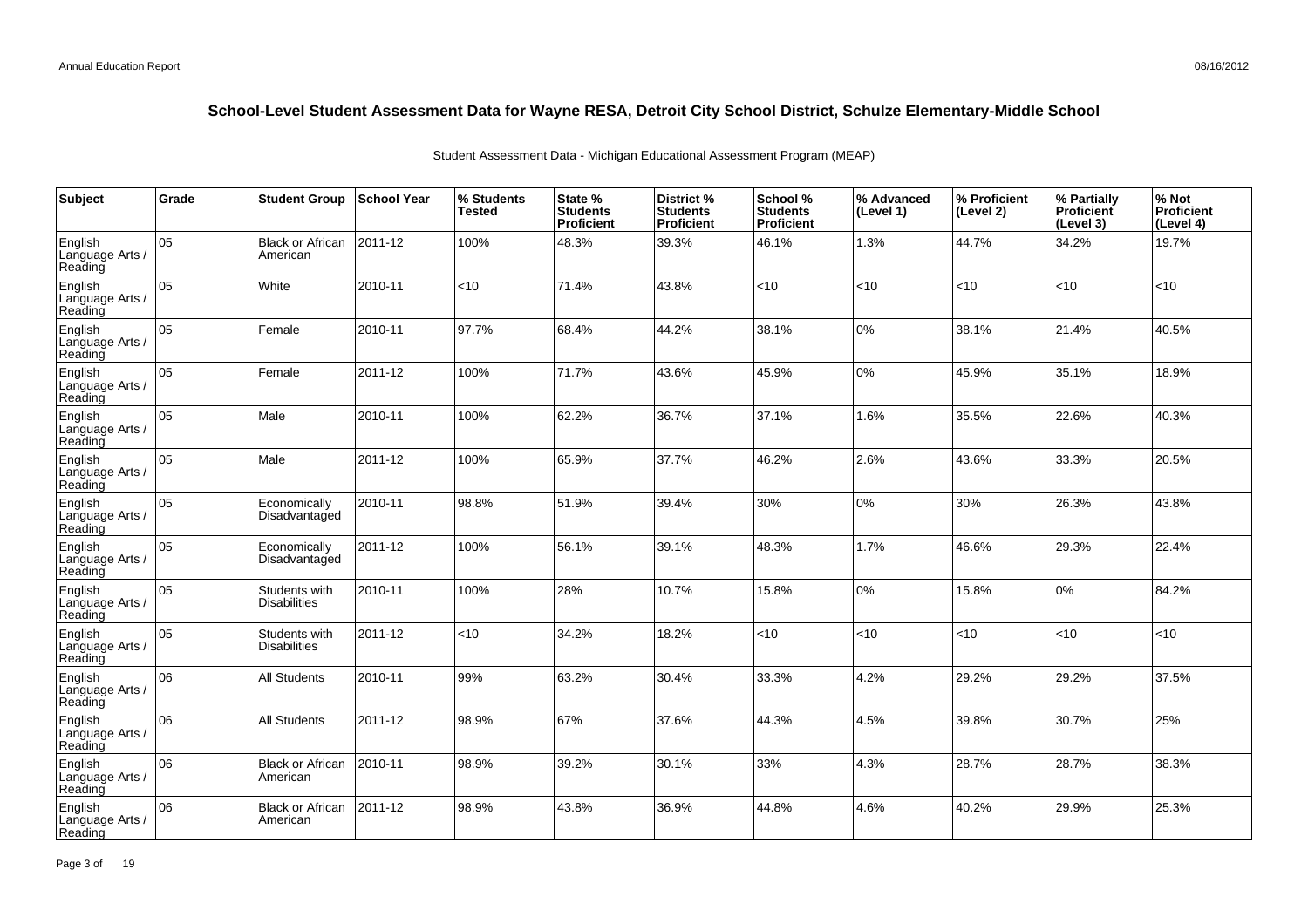# School-Level Student Assessment Data for Wayne RESA, Detroit City School District, Schulze Elementary-Middle School

Student Assessment Data - Michigan Educational Assessment Program (MEAP)

| Subject | Grade | Student Group | School Year | % Students Tested | State % Students Proficient | District % Students Proficient | School % Students Proficient | % Advanced (Level 1) | % Proficient (Level 2) | % Partially Proficient (Level 3) | % Not Proficient (Level 4) |
|---|---|---|---|---|---|---|---|---|---|---|---|
| English Language Arts / Reading | 05 | Black or African American | 2011-12 | 100% | 48.3% | 39.3% | 46.1% | 1.3% | 44.7% | 34.2% | 19.7% |
| English Language Arts / Reading | 05 | White | 2010-11 | <10 | 71.4% | 43.8% | <10 | <10 | <10 | <10 | <10 |
| English Language Arts / Reading | 05 | Female | 2010-11 | 97.7% | 68.4% | 44.2% | 38.1% | 0% | 38.1% | 21.4% | 40.5% |
| English Language Arts / Reading | 05 | Female | 2011-12 | 100% | 71.7% | 43.6% | 45.9% | 0% | 45.9% | 35.1% | 18.9% |
| English Language Arts / Reading | 05 | Male | 2010-11 | 100% | 62.2% | 36.7% | 37.1% | 1.6% | 35.5% | 22.6% | 40.3% |
| English Language Arts / Reading | 05 | Male | 2011-12 | 100% | 65.9% | 37.7% | 46.2% | 2.6% | 43.6% | 33.3% | 20.5% |
| English Language Arts / Reading | 05 | Economically Disadvantaged | 2010-11 | 98.8% | 51.9% | 39.4% | 30% | 0% | 30% | 26.3% | 43.8% |
| English Language Arts / Reading | 05 | Economically Disadvantaged | 2011-12 | 100% | 56.1% | 39.1% | 48.3% | 1.7% | 46.6% | 29.3% | 22.4% |
| English Language Arts / Reading | 05 | Students with Disabilities | 2010-11 | 100% | 28% | 10.7% | 15.8% | 0% | 15.8% | 0% | 84.2% |
| English Language Arts / Reading | 05 | Students with Disabilities | 2011-12 | <10 | 34.2% | 18.2% | <10 | <10 | <10 | <10 | <10 |
| English Language Arts / Reading | 06 | All Students | 2010-11 | 99% | 63.2% | 30.4% | 33.3% | 4.2% | 29.2% | 29.2% | 37.5% |
| English Language Arts / Reading | 06 | All Students | 2011-12 | 98.9% | 67% | 37.6% | 44.3% | 4.5% | 39.8% | 30.7% | 25% |
| English Language Arts / Reading | 06 | Black or African American | 2010-11 | 98.9% | 39.2% | 30.1% | 33% | 4.3% | 28.7% | 28.7% | 38.3% |
| English Language Arts / Reading | 06 | Black or African American | 2011-12 | 98.9% | 43.8% | 36.9% | 44.8% | 4.6% | 40.2% | 29.9% | 25.3% |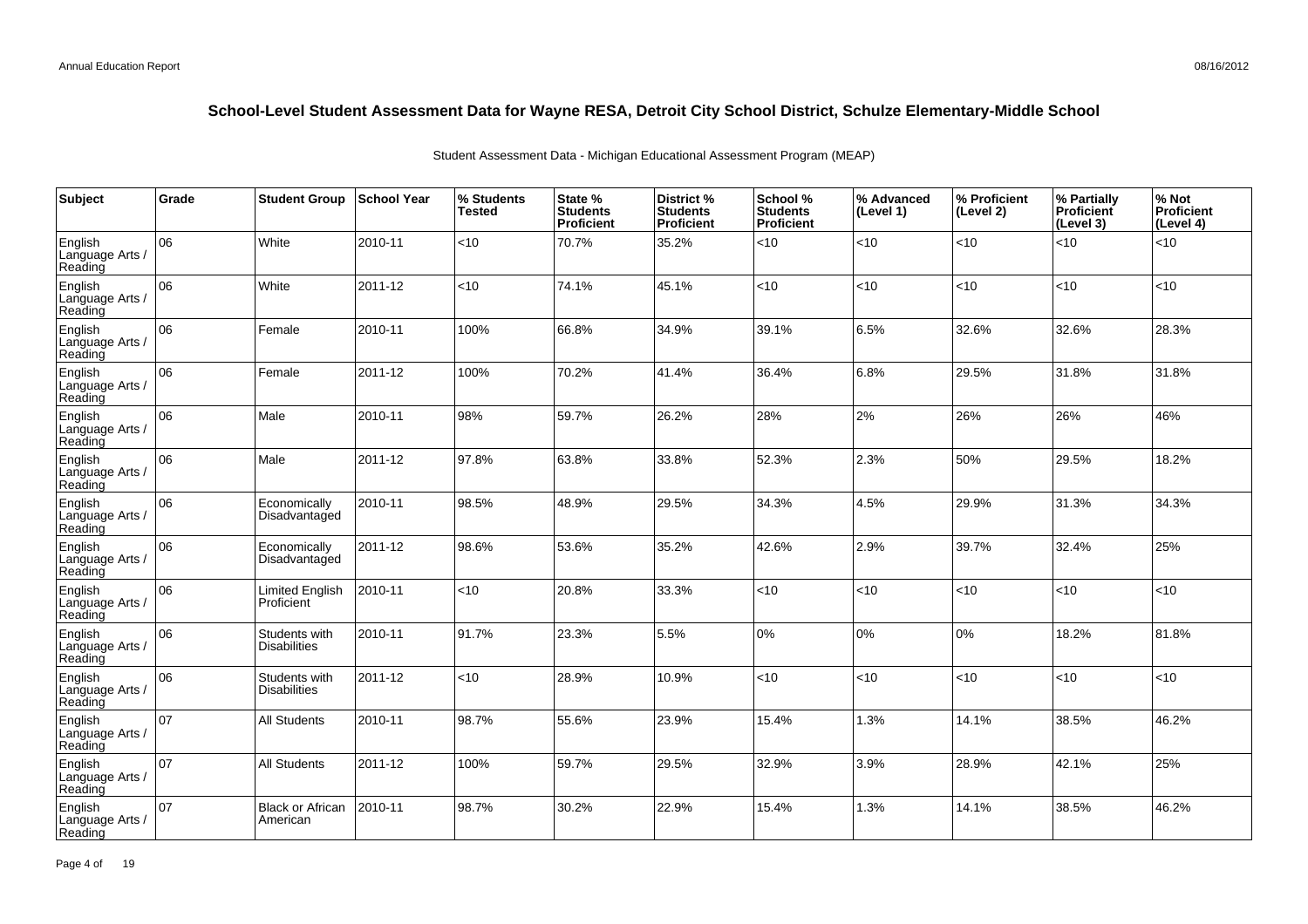## School-Level Student Assessment Data for Wayne RESA, Detroit City School District, Schulze Elementary-Middle School

Student Assessment Data - Michigan Educational Assessment Program (MEAP)

| Subject | Grade | Student Group | School Year | % Students Tested | State % Students Proficient | District % Students Proficient | School % Students Proficient | % Advanced (Level 1) | % Proficient (Level 2) | % Partially Proficient (Level 3) | % Not Proficient (Level 4) |
|---|---|---|---|---|---|---|---|---|---|---|---|
| English Language Arts / Reading | 06 | White | 2010-11 | <10 | 70.7% | 35.2% | <10 | <10 | <10 | <10 | <10 |
| English Language Arts / Reading | 06 | White | 2011-12 | <10 | 74.1% | 45.1% | <10 | <10 | <10 | <10 | <10 |
| English Language Arts / Reading | 06 | Female | 2010-11 | 100% | 66.8% | 34.9% | 39.1% | 6.5% | 32.6% | 32.6% | 28.3% |
| English Language Arts / Reading | 06 | Female | 2011-12 | 100% | 70.2% | 41.4% | 36.4% | 6.8% | 29.5% | 31.8% | 31.8% |
| English Language Arts / Reading | 06 | Male | 2010-11 | 98% | 59.7% | 26.2% | 28% | 2% | 26% | 26% | 46% |
| English Language Arts / Reading | 06 | Male | 2011-12 | 97.8% | 63.8% | 33.8% | 52.3% | 2.3% | 50% | 29.5% | 18.2% |
| English Language Arts / Reading | 06 | Economically Disadvantaged | 2010-11 | 98.5% | 48.9% | 29.5% | 34.3% | 4.5% | 29.9% | 31.3% | 34.3% |
| English Language Arts / Reading | 06 | Economically Disadvantaged | 2011-12 | 98.6% | 53.6% | 35.2% | 42.6% | 2.9% | 39.7% | 32.4% | 25% |
| English Language Arts / Reading | 06 | Limited English Proficient | 2010-11 | <10 | 20.8% | 33.3% | <10 | <10 | <10 | <10 | <10 |
| English Language Arts / Reading | 06 | Students with Disabilities | 2010-11 | 91.7% | 23.3% | 5.5% | 0% | 0% | 0% | 18.2% | 81.8% |
| English Language Arts / Reading | 06 | Students with Disabilities | 2011-12 | <10 | 28.9% | 10.9% | <10 | <10 | <10 | <10 | <10 |
| English Language Arts / Reading | 07 | All Students | 2010-11 | 98.7% | 55.6% | 23.9% | 15.4% | 1.3% | 14.1% | 38.5% | 46.2% |
| English Language Arts / Reading | 07 | All Students | 2011-12 | 100% | 59.7% | 29.5% | 32.9% | 3.9% | 28.9% | 42.1% | 25% |
| English Language Arts / Reading | 07 | Black or African American | 2010-11 | 98.7% | 30.2% | 22.9% | 15.4% | 1.3% | 14.1% | 38.5% | 46.2% |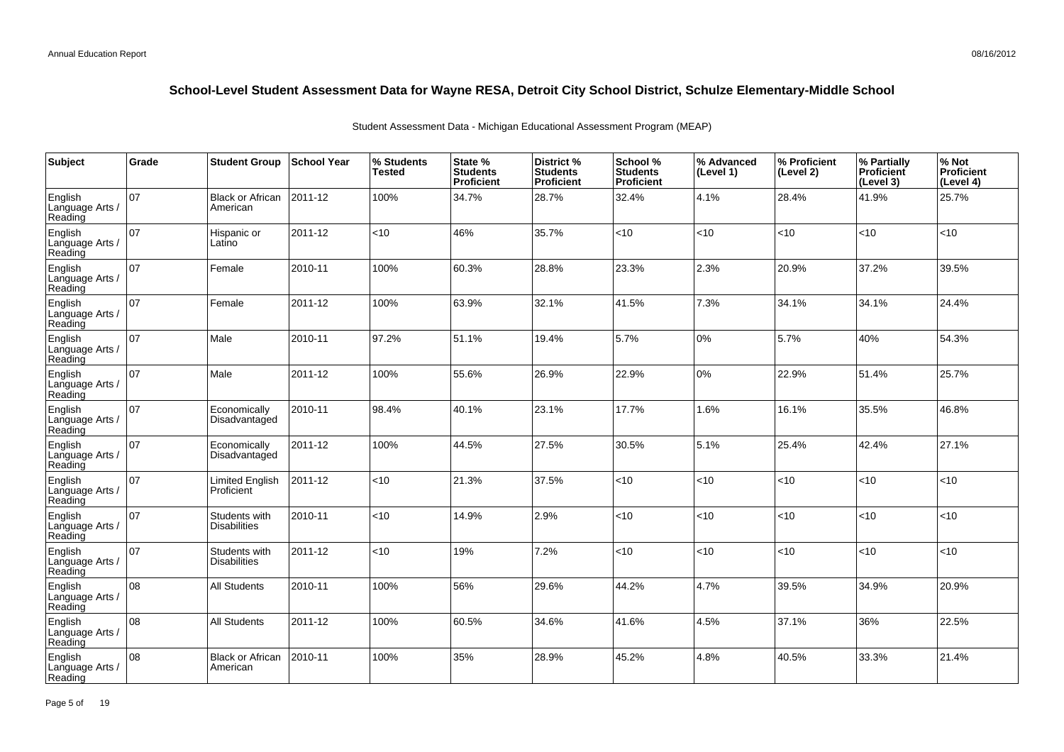# School-Level Student Assessment Data for Wayne RESA, Detroit City School District, Schulze Elementary-Middle School

Student Assessment Data - Michigan Educational Assessment Program (MEAP)

| Subject | Grade | Student Group | School Year | % Students Tested | State % Students Proficient | District % Students Proficient | School % Students Proficient | % Advanced (Level 1) | % Proficient (Level 2) | % Partially Proficient (Level 3) | % Not Proficient (Level 4) |
|---|---|---|---|---|---|---|---|---|---|---|---|
| English Language Arts / Reading | 07 | Black or African American | 2011-12 | 100% | 34.7% | 28.7% | 32.4% | 4.1% | 28.4% | 41.9% | 25.7% |
| English Language Arts / Reading | 07 | Hispanic or Latino | 2011-12 | <10 | 46% | 35.7% | <10 | <10 | <10 | <10 | <10 |
| English Language Arts / Reading | 07 | Female | 2010-11 | 100% | 60.3% | 28.8% | 23.3% | 2.3% | 20.9% | 37.2% | 39.5% |
| English Language Arts / Reading | 07 | Female | 2011-12 | 100% | 63.9% | 32.1% | 41.5% | 7.3% | 34.1% | 34.1% | 24.4% |
| English Language Arts / Reading | 07 | Male | 2010-11 | 97.2% | 51.1% | 19.4% | 5.7% | 0% | 5.7% | 40% | 54.3% |
| English Language Arts / Reading | 07 | Male | 2011-12 | 100% | 55.6% | 26.9% | 22.9% | 0% | 22.9% | 51.4% | 25.7% |
| English Language Arts / Reading | 07 | Economically Disadvantaged | 2010-11 | 98.4% | 40.1% | 23.1% | 17.7% | 1.6% | 16.1% | 35.5% | 46.8% |
| English Language Arts / Reading | 07 | Economically Disadvantaged | 2011-12 | 100% | 44.5% | 27.5% | 30.5% | 5.1% | 25.4% | 42.4% | 27.1% |
| English Language Arts / Reading | 07 | Limited English Proficient | 2011-12 | <10 | 21.3% | 37.5% | <10 | <10 | <10 | <10 | <10 |
| English Language Arts / Reading | 07 | Students with Disabilities | 2010-11 | <10 | 14.9% | 2.9% | <10 | <10 | <10 | <10 | <10 |
| English Language Arts / Reading | 07 | Students with Disabilities | 2011-12 | <10 | 19% | 7.2% | <10 | <10 | <10 | <10 | <10 |
| English Language Arts / Reading | 08 | All Students | 2010-11 | 100% | 56% | 29.6% | 44.2% | 4.7% | 39.5% | 34.9% | 20.9% |
| English Language Arts / Reading | 08 | All Students | 2011-12 | 100% | 60.5% | 34.6% | 41.6% | 4.5% | 37.1% | 36% | 22.5% |
| English Language Arts / Reading | 08 | Black or African American | 2010-11 | 100% | 35% | 28.9% | 45.2% | 4.8% | 40.5% | 33.3% | 21.4% |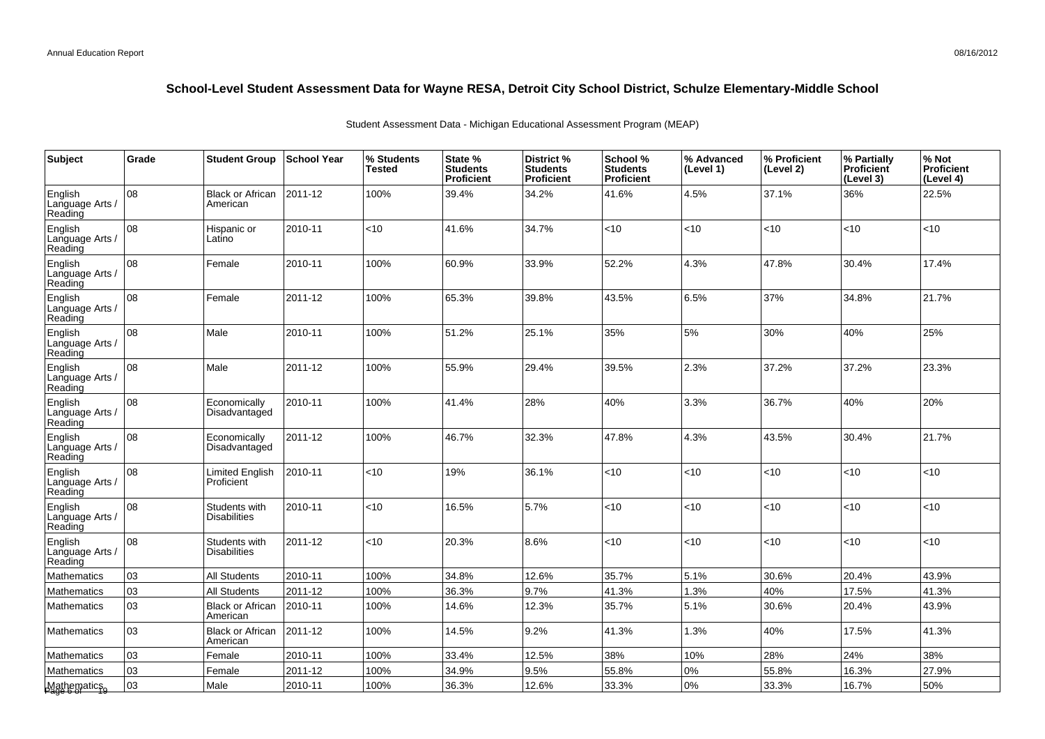# School-Level Student Assessment Data for Wayne RESA, Detroit City School District, Schulze Elementary-Middle School

Student Assessment Data - Michigan Educational Assessment Program (MEAP)

| Subject | Grade | Student Group | School Year | % Students Tested | State % Students Proficient | District % Students Proficient | School % Students Proficient | % Advanced (Level 1) | % Proficient (Level 2) | % Partially Proficient (Level 3) | % Not Proficient (Level 4) |
|---|---|---|---|---|---|---|---|---|---|---|---|
| English Language Arts / Reading | 08 | Black or African American | 2011-12 | 100% | 39.4% | 34.2% | 41.6% | 4.5% | 37.1% | 36% | 22.5% |
| English Language Arts / Reading | 08 | Hispanic or Latino | 2010-11 | <10 | 41.6% | 34.7% | <10 | <10 | <10 | <10 | <10 |
| English Language Arts / Reading | 08 | Female | 2010-11 | 100% | 60.9% | 33.9% | 52.2% | 4.3% | 47.8% | 30.4% | 17.4% |
| English Language Arts / Reading | 08 | Female | 2011-12 | 100% | 65.3% | 39.8% | 43.5% | 6.5% | 37% | 34.8% | 21.7% |
| English Language Arts / Reading | 08 | Male | 2010-11 | 100% | 51.2% | 25.1% | 35% | 5% | 30% | 40% | 25% |
| English Language Arts / Reading | 08 | Male | 2011-12 | 100% | 55.9% | 29.4% | 39.5% | 2.3% | 37.2% | 37.2% | 23.3% |
| English Language Arts / Reading | 08 | Economically Disadvantaged | 2010-11 | 100% | 41.4% | 28% | 40% | 3.3% | 36.7% | 40% | 20% |
| English Language Arts / Reading | 08 | Economically Disadvantaged | 2011-12 | 100% | 46.7% | 32.3% | 47.8% | 4.3% | 43.5% | 30.4% | 21.7% |
| English Language Arts / Reading | 08 | Limited English Proficient | 2010-11 | <10 | 19% | 36.1% | <10 | <10 | <10 | <10 | <10 |
| English Language Arts / Reading | 08 | Students with Disabilities | 2010-11 | <10 | 16.5% | 5.7% | <10 | <10 | <10 | <10 | <10 |
| English Language Arts / Reading | 08 | Students with Disabilities | 2011-12 | <10 | 20.3% | 8.6% | <10 | <10 | <10 | <10 | <10 |
| Mathematics | 03 | All Students | 2010-11 | 100% | 34.8% | 12.6% | 35.7% | 5.1% | 30.6% | 20.4% | 43.9% |
| Mathematics | 03 | All Students | 2011-12 | 100% | 36.3% | 9.7% | 41.3% | 1.3% | 40% | 17.5% | 41.3% |
| Mathematics | 03 | Black or African American | 2010-11 | 100% | 14.6% | 12.3% | 35.7% | 5.1% | 30.6% | 20.4% | 43.9% |
| Mathematics | 03 | Black or African American | 2011-12 | 100% | 14.5% | 9.2% | 41.3% | 1.3% | 40% | 17.5% | 41.3% |
| Mathematics | 03 | Female | 2010-11 | 100% | 33.4% | 12.5% | 38% | 10% | 28% | 24% | 38% |
| Mathematics | 03 | Female | 2011-12 | 100% | 34.9% | 9.5% | 55.8% | 0% | 55.8% | 16.3% | 27.9% |
| Mathematics | 03 | Male | 2010-11 | 100% | 36.3% | 12.6% | 33.3% | 0% | 33.3% | 16.7% | 50% |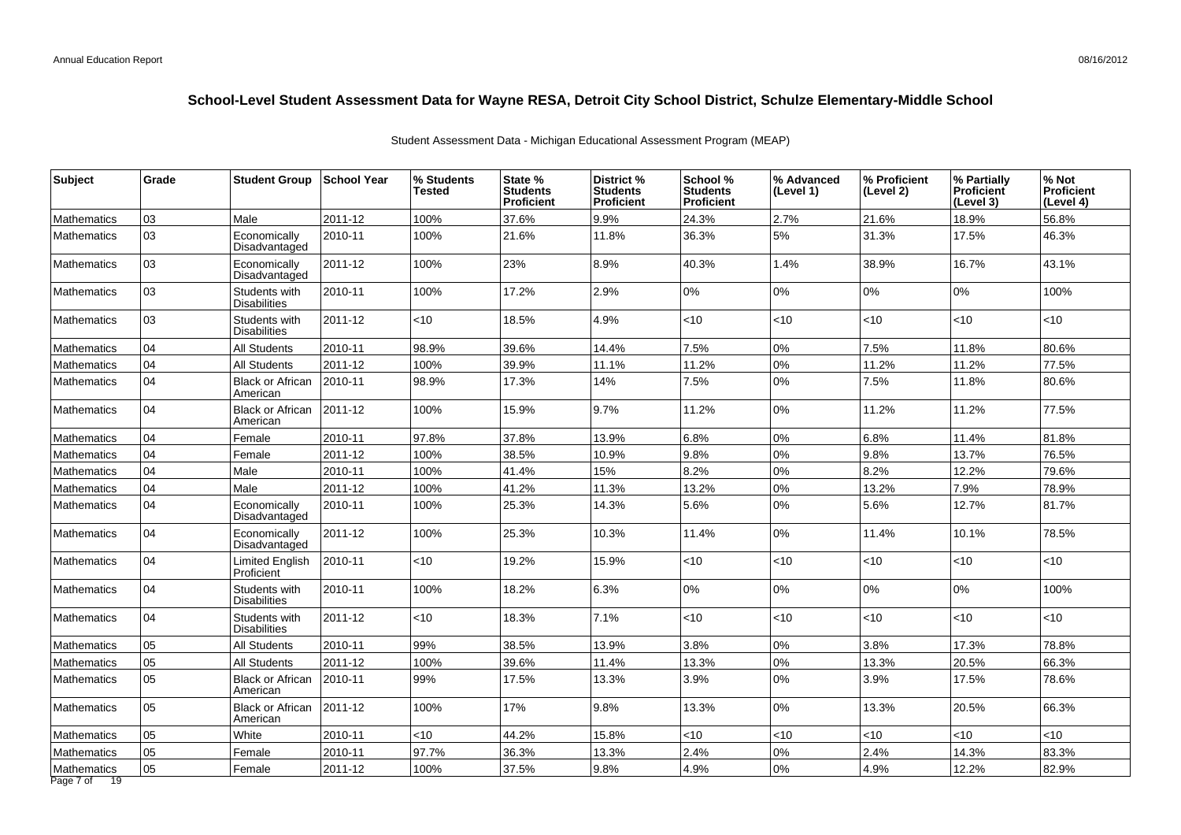# School-Level Student Assessment Data for Wayne RESA, Detroit City School District, Schulze Elementary-Middle School

Student Assessment Data - Michigan Educational Assessment Program (MEAP)

| Subject | Grade | Student Group | School Year | % Students Tested | State % Students Proficient | District % Students Proficient | School % Students Proficient | % Advanced (Level 1) | % Proficient (Level 2) | % Partially Proficient (Level 3) | % Not Proficient (Level 4) |
|---|---|---|---|---|---|---|---|---|---|---|---|
| Mathematics | 03 | Male | 2011-12 | 100% | 37.6% | 9.9% | 24.3% | 2.7% | 21.6% | 18.9% | 56.8% |
| Mathematics | 03 | Economically Disadvantaged | 2010-11 | 100% | 21.6% | 11.8% | 36.3% | 5% | 31.3% | 17.5% | 46.3% |
| Mathematics | 03 | Economically Disadvantaged | 2011-12 | 100% | 23% | 8.9% | 40.3% | 1.4% | 38.9% | 16.7% | 43.1% |
| Mathematics | 03 | Students with Disabilities | 2010-11 | 100% | 17.2% | 2.9% | 0% | 0% | 0% | 0% | 100% |
| Mathematics | 03 | Students with Disabilities | 2011-12 | <10 | 18.5% | 4.9% | <10 | <10 | <10 | <10 | <10 |
| Mathematics | 04 | All Students | 2010-11 | 98.9% | 39.6% | 14.4% | 7.5% | 0% | 7.5% | 11.8% | 80.6% |
| Mathematics | 04 | All Students | 2011-12 | 100% | 39.9% | 11.1% | 11.2% | 0% | 11.2% | 11.2% | 77.5% |
| Mathematics | 04 | Black or African American | 2010-11 | 98.9% | 17.3% | 14% | 7.5% | 0% | 7.5% | 11.8% | 80.6% |
| Mathematics | 04 | Black or African American | 2011-12 | 100% | 15.9% | 9.7% | 11.2% | 0% | 11.2% | 11.2% | 77.5% |
| Mathematics | 04 | Female | 2010-11 | 97.8% | 37.8% | 13.9% | 6.8% | 0% | 6.8% | 11.4% | 81.8% |
| Mathematics | 04 | Female | 2011-12 | 100% | 38.5% | 10.9% | 9.8% | 0% | 9.8% | 13.7% | 76.5% |
| Mathematics | 04 | Male | 2010-11 | 100% | 41.4% | 15% | 8.2% | 0% | 8.2% | 12.2% | 79.6% |
| Mathematics | 04 | Male | 2011-12 | 100% | 41.2% | 11.3% | 13.2% | 0% | 13.2% | 7.9% | 78.9% |
| Mathematics | 04 | Economically Disadvantaged | 2010-11 | 100% | 25.3% | 14.3% | 5.6% | 0% | 5.6% | 12.7% | 81.7% |
| Mathematics | 04 | Economically Disadvantaged | 2011-12 | 100% | 25.3% | 10.3% | 11.4% | 0% | 11.4% | 10.1% | 78.5% |
| Mathematics | 04 | Limited English Proficient | 2010-11 | <10 | 19.2% | 15.9% | <10 | <10 | <10 | <10 | <10 |
| Mathematics | 04 | Students with Disabilities | 2010-11 | 100% | 18.2% | 6.3% | 0% | 0% | 0% | 0% | 100% |
| Mathematics | 04 | Students with Disabilities | 2011-12 | <10 | 18.3% | 7.1% | <10 | <10 | <10 | <10 | <10 |
| Mathematics | 05 | All Students | 2010-11 | 99% | 38.5% | 13.9% | 3.8% | 0% | 3.8% | 17.3% | 78.8% |
| Mathematics | 05 | All Students | 2011-12 | 100% | 39.6% | 11.4% | 13.3% | 0% | 13.3% | 20.5% | 66.3% |
| Mathematics | 05 | Black or African American | 2010-11 | 99% | 17.5% | 13.3% | 3.9% | 0% | 3.9% | 17.5% | 78.6% |
| Mathematics | 05 | Black or African American | 2011-12 | 100% | 17% | 9.8% | 13.3% | 0% | 13.3% | 20.5% | 66.3% |
| Mathematics | 05 | White | 2010-11 | <10 | 44.2% | 15.8% | <10 | <10 | <10 | <10 | <10 |
| Mathematics | 05 | Female | 2010-11 | 97.7% | 36.3% | 13.3% | 2.4% | 0% | 2.4% | 14.3% | 83.3% |
| Mathematics | 05 | Female | 2011-12 | 100% | 37.5% | 9.8% | 4.9% | 0% | 4.9% | 12.2% | 82.9% |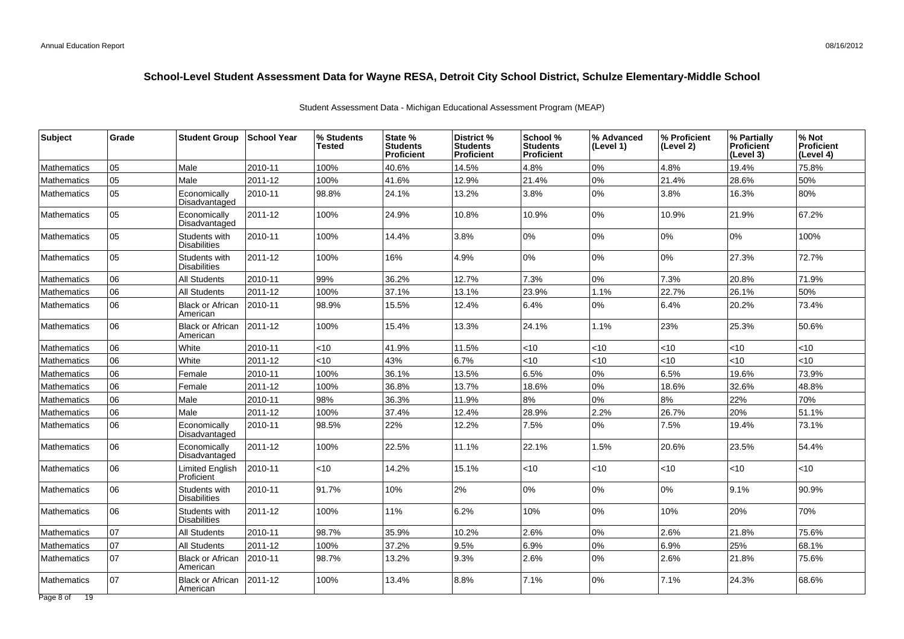# School-Level Student Assessment Data for Wayne RESA, Detroit City School District, Schulze Elementary-Middle School

Student Assessment Data - Michigan Educational Assessment Program (MEAP)

| Subject | Grade | Student Group | School Year | % Students Tested | State % Students Proficient | District % Students Proficient | School % Students Proficient | % Advanced (Level 1) | % Proficient (Level 2) | % Partially Proficient (Level 3) | % Not Proficient (Level 4) |
|---|---|---|---|---|---|---|---|---|---|---|---|
| Mathematics | 05 | Male | 2010-11 | 100% | 40.6% | 14.5% | 4.8% | 0% | 4.8% | 19.4% | 75.8% |
| Mathematics | 05 | Male | 2011-12 | 100% | 41.6% | 12.9% | 21.4% | 0% | 21.4% | 28.6% | 50% |
| Mathematics | 05 | Economically Disadvantaged | 2010-11 | 98.8% | 24.1% | 13.2% | 3.8% | 0% | 3.8% | 16.3% | 80% |
| Mathematics | 05 | Economically Disadvantaged | 2011-12 | 100% | 24.9% | 10.8% | 10.9% | 0% | 10.9% | 21.9% | 67.2% |
| Mathematics | 05 | Students with Disabilities | 2010-11 | 100% | 14.4% | 3.8% | 0% | 0% | 0% | 0% | 100% |
| Mathematics | 05 | Students with Disabilities | 2011-12 | 100% | 16% | 4.9% | 0% | 0% | 0% | 27.3% | 72.7% |
| Mathematics | 06 | All Students | 2010-11 | 99% | 36.2% | 12.7% | 7.3% | 0% | 7.3% | 20.8% | 71.9% |
| Mathematics | 06 | All Students | 2011-12 | 100% | 37.1% | 13.1% | 23.9% | 1.1% | 22.7% | 26.1% | 50% |
| Mathematics | 06 | Black or African American | 2010-11 | 98.9% | 15.5% | 12.4% | 6.4% | 0% | 6.4% | 20.2% | 73.4% |
| Mathematics | 06 | Black or African American | 2011-12 | 100% | 15.4% | 13.3% | 24.1% | 1.1% | 23% | 25.3% | 50.6% |
| Mathematics | 06 | White | 2010-11 | <10 | 41.9% | 11.5% | <10 | <10 | <10 | <10 | <10 |
| Mathematics | 06 | White | 2011-12 | <10 | 43% | 6.7% | <10 | <10 | <10 | <10 | <10 |
| Mathematics | 06 | Female | 2010-11 | 100% | 36.1% | 13.5% | 6.5% | 0% | 6.5% | 19.6% | 73.9% |
| Mathematics | 06 | Female | 2011-12 | 100% | 36.8% | 13.7% | 18.6% | 0% | 18.6% | 32.6% | 48.8% |
| Mathematics | 06 | Male | 2010-11 | 98% | 36.3% | 11.9% | 8% | 0% | 8% | 22% | 70% |
| Mathematics | 06 | Male | 2011-12 | 100% | 37.4% | 12.4% | 28.9% | 2.2% | 26.7% | 20% | 51.1% |
| Mathematics | 06 | Economically Disadvantaged | 2010-11 | 98.5% | 22% | 12.2% | 7.5% | 0% | 7.5% | 19.4% | 73.1% |
| Mathematics | 06 | Economically Disadvantaged | 2011-12 | 100% | 22.5% | 11.1% | 22.1% | 1.5% | 20.6% | 23.5% | 54.4% |
| Mathematics | 06 | Limited English Proficient | 2010-11 | <10 | 14.2% | 15.1% | <10 | <10 | <10 | <10 | <10 |
| Mathematics | 06 | Students with Disabilities | 2010-11 | 91.7% | 10% | 2% | 0% | 0% | 0% | 9.1% | 90.9% |
| Mathematics | 06 | Students with Disabilities | 2011-12 | 100% | 11% | 6.2% | 10% | 0% | 10% | 20% | 70% |
| Mathematics | 07 | All Students | 2010-11 | 98.7% | 35.9% | 10.2% | 2.6% | 0% | 2.6% | 21.8% | 75.6% |
| Mathematics | 07 | All Students | 2011-12 | 100% | 37.2% | 9.5% | 6.9% | 0% | 6.9% | 25% | 68.1% |
| Mathematics | 07 | Black or African American | 2010-11 | 98.7% | 13.2% | 9.3% | 2.6% | 0% | 2.6% | 21.8% | 75.6% |
| Mathematics | 07 | Black or African American | 2011-12 | 100% | 13.4% | 8.8% | 7.1% | 0% | 7.1% | 24.3% | 68.6% |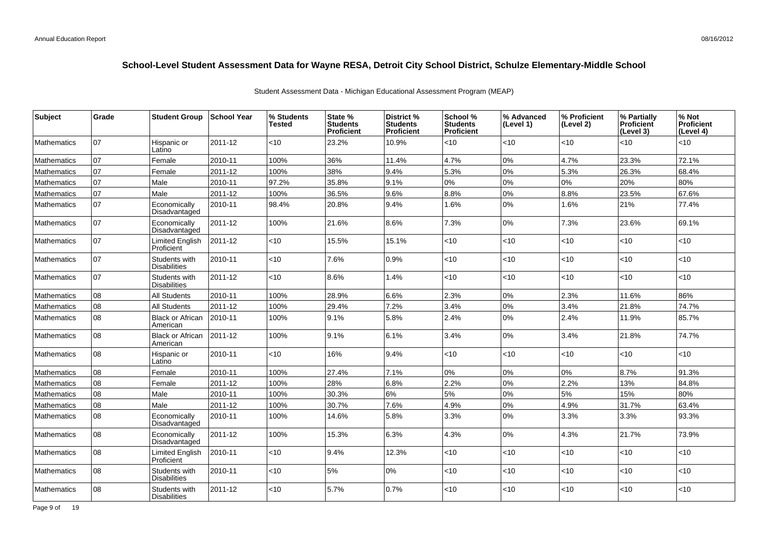## School-Level Student Assessment Data for Wayne RESA, Detroit City School District, Schulze Elementary-Middle School

Student Assessment Data - Michigan Educational Assessment Program (MEAP)

| Subject | Grade | Student Group | School Year | % Students Tested | State % Students Proficient | District % Students Proficient | School % Students Proficient | % Advanced (Level 1) | % Proficient (Level 2) | % Partially Proficient (Level 3) | % Not Proficient (Level 4) |
|---|---|---|---|---|---|---|---|---|---|---|---|
| Mathematics | 07 | Hispanic or Latino | 2011-12 | <10 | 23.2% | 10.9% | <10 | <10 | <10 | <10 | <10 |
| Mathematics | 07 | Female | 2010-11 | 100% | 36% | 11.4% | 4.7% | 0% | 4.7% | 23.3% | 72.1% |
| Mathematics | 07 | Female | 2011-12 | 100% | 38% | 9.4% | 5.3% | 0% | 5.3% | 26.3% | 68.4% |
| Mathematics | 07 | Male | 2010-11 | 97.2% | 35.8% | 9.1% | 0% | 0% | 0% | 20% | 80% |
| Mathematics | 07 | Male | 2011-12 | 100% | 36.5% | 9.6% | 8.8% | 0% | 8.8% | 23.5% | 67.6% |
| Mathematics | 07 | Economically Disadvantaged | 2010-11 | 98.4% | 20.8% | 9.4% | 1.6% | 0% | 1.6% | 21% | 77.4% |
| Mathematics | 07 | Economically Disadvantaged | 2011-12 | 100% | 21.6% | 8.6% | 7.3% | 0% | 7.3% | 23.6% | 69.1% |
| Mathematics | 07 | Limited English Proficient | 2011-12 | <10 | 15.5% | 15.1% | <10 | <10 | <10 | <10 | <10 |
| Mathematics | 07 | Students with Disabilities | 2010-11 | <10 | 7.6% | 0.9% | <10 | <10 | <10 | <10 | <10 |
| Mathematics | 07 | Students with Disabilities | 2011-12 | <10 | 8.6% | 1.4% | <10 | <10 | <10 | <10 | <10 |
| Mathematics | 08 | All Students | 2010-11 | 100% | 28.9% | 6.6% | 2.3% | 0% | 2.3% | 11.6% | 86% |
| Mathematics | 08 | All Students | 2011-12 | 100% | 29.4% | 7.2% | 3.4% | 0% | 3.4% | 21.8% | 74.7% |
| Mathematics | 08 | Black or African American | 2010-11 | 100% | 9.1% | 5.8% | 2.4% | 0% | 2.4% | 11.9% | 85.7% |
| Mathematics | 08 | Black or African American | 2011-12 | 100% | 9.1% | 6.1% | 3.4% | 0% | 3.4% | 21.8% | 74.7% |
| Mathematics | 08 | Hispanic or Latino | 2010-11 | <10 | 16% | 9.4% | <10 | <10 | <10 | <10 | <10 |
| Mathematics | 08 | Female | 2010-11 | 100% | 27.4% | 7.1% | 0% | 0% | 0% | 8.7% | 91.3% |
| Mathematics | 08 | Female | 2011-12 | 100% | 28% | 6.8% | 2.2% | 0% | 2.2% | 13% | 84.8% |
| Mathematics | 08 | Male | 2010-11 | 100% | 30.3% | 6% | 5% | 0% | 5% | 15% | 80% |
| Mathematics | 08 | Male | 2011-12 | 100% | 30.7% | 7.6% | 4.9% | 0% | 4.9% | 31.7% | 63.4% |
| Mathematics | 08 | Economically Disadvantaged | 2010-11 | 100% | 14.6% | 5.8% | 3.3% | 0% | 3.3% | 3.3% | 93.3% |
| Mathematics | 08 | Economically Disadvantaged | 2011-12 | 100% | 15.3% | 6.3% | 4.3% | 0% | 4.3% | 21.7% | 73.9% |
| Mathematics | 08 | Limited English Proficient | 2010-11 | <10 | 9.4% | 12.3% | <10 | <10 | <10 | <10 | <10 |
| Mathematics | 08 | Students with Disabilities | 2010-11 | <10 | 5% | 0% | <10 | <10 | <10 | <10 | <10 |
| Mathematics | 08 | Students with Disabilities | 2011-12 | <10 | 5.7% | 0.7% | <10 | <10 | <10 | <10 | <10 |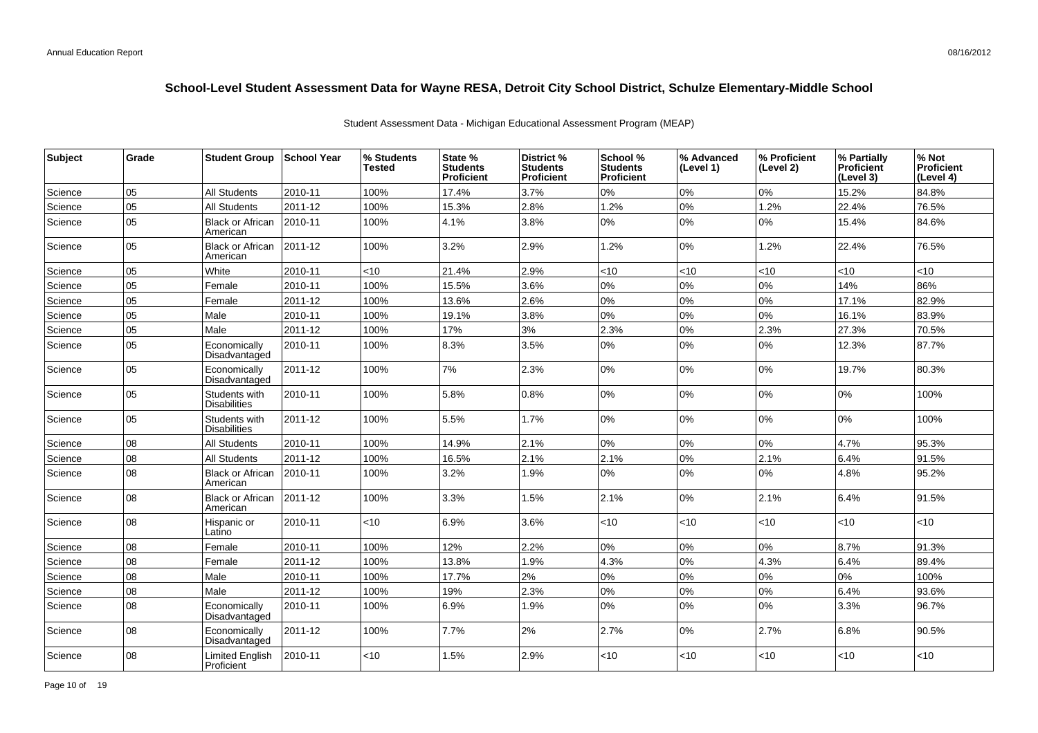# School-Level Student Assessment Data for Wayne RESA, Detroit City School District, Schulze Elementary-Middle School

Student Assessment Data - Michigan Educational Assessment Program (MEAP)

| Subject | Grade | Student Group | School Year | % Students Tested | State % Students Proficient | District % Students Proficient | School % Students Proficient | % Advanced (Level 1) | % Proficient (Level 2) | % Partially Proficient (Level 3) | % Not Proficient (Level 4) |
|---|---|---|---|---|---|---|---|---|---|---|---|
| Science | 05 | All Students | 2010-11 | 100% | 17.4% | 3.7% | 0% | 0% | 0% | 15.2% | 84.8% |
| Science | 05 | All Students | 2011-12 | 100% | 15.3% | 2.8% | 1.2% | 0% | 1.2% | 22.4% | 76.5% |
| Science | 05 | Black or African American | 2010-11 | 100% | 4.1% | 3.8% | 0% | 0% | 0% | 15.4% | 84.6% |
| Science | 05 | Black or African American | 2011-12 | 100% | 3.2% | 2.9% | 1.2% | 0% | 1.2% | 22.4% | 76.5% |
| Science | 05 | White | 2010-11 | <10 | 21.4% | 2.9% | <10 | <10 | <10 | <10 | <10 |
| Science | 05 | Female | 2010-11 | 100% | 15.5% | 3.6% | 0% | 0% | 0% | 14% | 86% |
| Science | 05 | Female | 2011-12 | 100% | 13.6% | 2.6% | 0% | 0% | 0% | 17.1% | 82.9% |
| Science | 05 | Male | 2010-11 | 100% | 19.1% | 3.8% | 0% | 0% | 0% | 16.1% | 83.9% |
| Science | 05 | Male | 2011-12 | 100% | 17% | 3% | 2.3% | 0% | 2.3% | 27.3% | 70.5% |
| Science | 05 | Economically Disadvantaged | 2010-11 | 100% | 8.3% | 3.5% | 0% | 0% | 0% | 12.3% | 87.7% |
| Science | 05 | Economically Disadvantaged | 2011-12 | 100% | 7% | 2.3% | 0% | 0% | 0% | 19.7% | 80.3% |
| Science | 05 | Students with Disabilities | 2010-11 | 100% | 5.8% | 0.8% | 0% | 0% | 0% | 0% | 100% |
| Science | 05 | Students with Disabilities | 2011-12 | 100% | 5.5% | 1.7% | 0% | 0% | 0% | 0% | 100% |
| Science | 08 | All Students | 2010-11 | 100% | 14.9% | 2.1% | 0% | 0% | 0% | 4.7% | 95.3% |
| Science | 08 | All Students | 2011-12 | 100% | 16.5% | 2.1% | 2.1% | 0% | 2.1% | 6.4% | 91.5% |
| Science | 08 | Black or African American | 2010-11 | 100% | 3.2% | 1.9% | 0% | 0% | 0% | 4.8% | 95.2% |
| Science | 08 | Black or African American | 2011-12 | 100% | 3.3% | 1.5% | 2.1% | 0% | 2.1% | 6.4% | 91.5% |
| Science | 08 | Hispanic or Latino | 2010-11 | <10 | 6.9% | 3.6% | <10 | <10 | <10 | <10 | <10 |
| Science | 08 | Female | 2010-11 | 100% | 12% | 2.2% | 0% | 0% | 0% | 8.7% | 91.3% |
| Science | 08 | Female | 2011-12 | 100% | 13.8% | 1.9% | 4.3% | 0% | 4.3% | 6.4% | 89.4% |
| Science | 08 | Male | 2010-11 | 100% | 17.7% | 2% | 0% | 0% | 0% | 0% | 100% |
| Science | 08 | Male | 2011-12 | 100% | 19% | 2.3% | 0% | 0% | 0% | 6.4% | 93.6% |
| Science | 08 | Economically Disadvantaged | 2010-11 | 100% | 6.9% | 1.9% | 0% | 0% | 0% | 3.3% | 96.7% |
| Science | 08 | Economically Disadvantaged | 2011-12 | 100% | 7.7% | 2% | 2.7% | 0% | 2.7% | 6.8% | 90.5% |
| Science | 08 | Limited English Proficient | 2010-11 | <10 | 1.5% | 2.9% | <10 | <10 | <10 | <10 | <10 |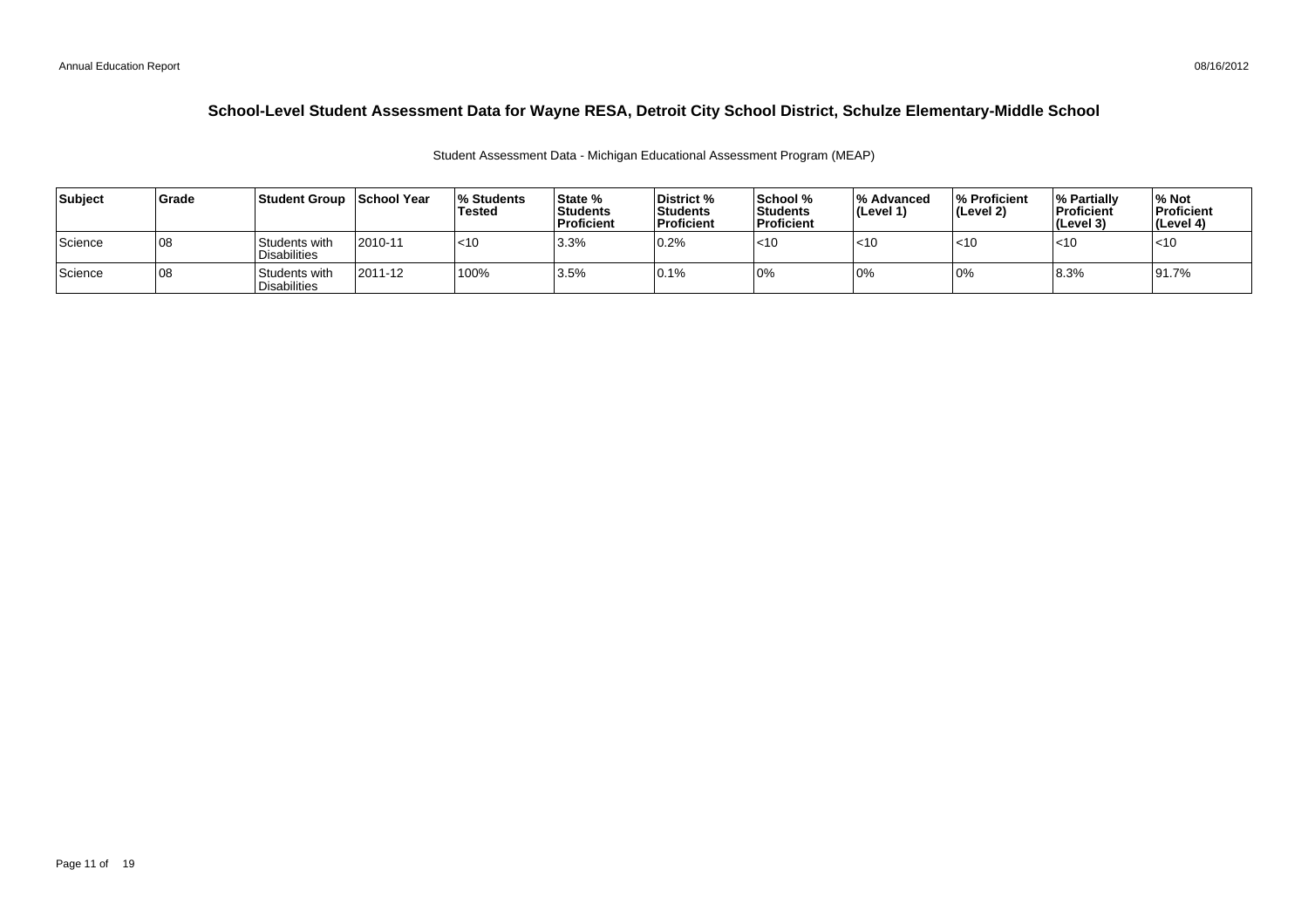# School-Level Student Assessment Data for Wayne RESA, Detroit City School District, Schulze Elementary-Middle School

Student Assessment Data - Michigan Educational Assessment Program (MEAP)

| Subject | Grade | Student Group | School Year | % Students Tested | State % Students Proficient | District % Students Proficient | School % Students Proficient | % Advanced (Level 1) | % Proficient (Level 2) | % Partially Proficient (Level 3) | % Not Proficient (Level 4) |
|---|---|---|---|---|---|---|---|---|---|---|---|
| Science | 08 | Students with Disabilities | 2010-11 | <10 | 3.3% | 0.2% | <10 | <10 | <10 | <10 | <10 |
| Science | 08 | Students with Disabilities | 2011-12 | 100% | 3.5% | 0.1% | 0% | 0% | 0% | 8.3% | 91.7% |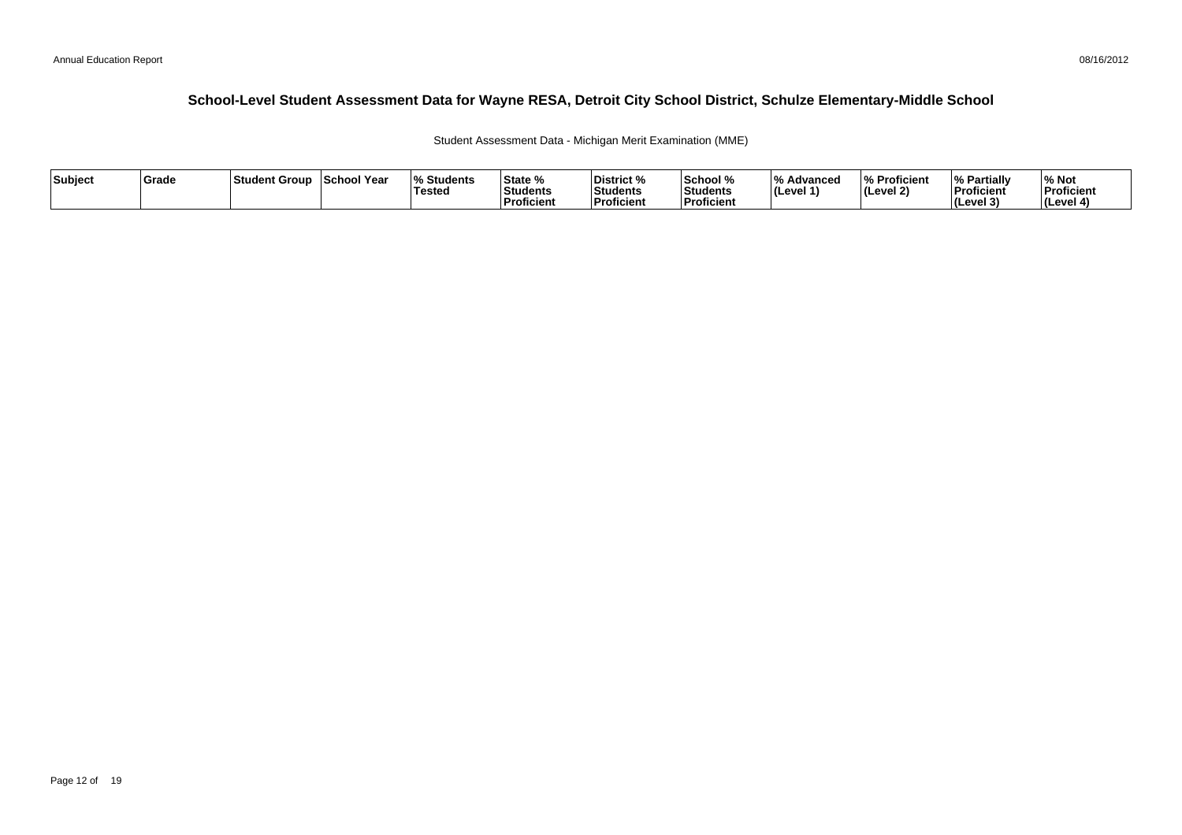# School-Level Student Assessment Data for Wayne RESA, Detroit City School District, Schulze Elementary-Middle School

Student Assessment Data - Michigan Merit Examination (MME)

| Subject | Grade | Student Group | School Year | % Students Tested | State % Students Proficient | District % Students Proficient | School % Students Proficient | % Advanced (Level 1) | % Proficient (Level 2) | % Partially Proficient (Level 3) | % Not Proficient (Level 4) |
|---|---|---|---|---|---|---|---|---|---|---|---|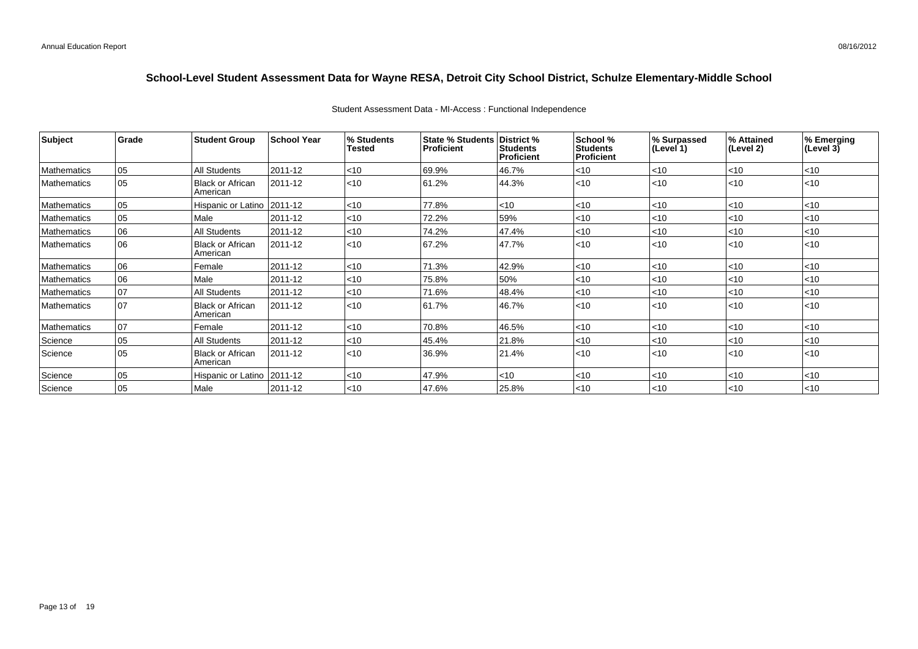# School-Level Student Assessment Data for Wayne RESA, Detroit City School District, Schulze Elementary-Middle School

Student Assessment Data - MI-Access : Functional Independence

| Subject | Grade | Student Group | School Year | % Students Tested | State % Students Proficient | District % Students Proficient | School % Students Proficient | % Surpassed (Level 1) | % Attained (Level 2) | % Emerging (Level 3) |
|---|---|---|---|---|---|---|---|---|---|---|
| Mathematics | 05 | All Students | 2011-12 | <10 | 69.9% | 46.7% | <10 | <10 | <10 | <10 |
| Mathematics | 05 | Black or African American | 2011-12 | <10 | 61.2% | 44.3% | <10 | <10 | <10 | <10 |
| Mathematics | 05 | Hispanic or Latino | 2011-12 | <10 | 77.8% | <10 | <10 | <10 | <10 | <10 |
| Mathematics | 05 | Male | 2011-12 | <10 | 72.2% | 59% | <10 | <10 | <10 | <10 |
| Mathematics | 06 | All Students | 2011-12 | <10 | 74.2% | 47.4% | <10 | <10 | <10 | <10 |
| Mathematics | 06 | Black or African American | 2011-12 | <10 | 67.2% | 47.7% | <10 | <10 | <10 | <10 |
| Mathematics | 06 | Female | 2011-12 | <10 | 71.3% | 42.9% | <10 | <10 | <10 | <10 |
| Mathematics | 06 | Male | 2011-12 | <10 | 75.8% | 50% | <10 | <10 | <10 | <10 |
| Mathematics | 07 | All Students | 2011-12 | <10 | 71.6% | 48.4% | <10 | <10 | <10 | <10 |
| Mathematics | 07 | Black or African American | 2011-12 | <10 | 61.7% | 46.7% | <10 | <10 | <10 | <10 |
| Mathematics | 07 | Female | 2011-12 | <10 | 70.8% | 46.5% | <10 | <10 | <10 | <10 |
| Science | 05 | All Students | 2011-12 | <10 | 45.4% | 21.8% | <10 | <10 | <10 | <10 |
| Science | 05 | Black or African American | 2011-12 | <10 | 36.9% | 21.4% | <10 | <10 | <10 | <10 |
| Science | 05 | Hispanic or Latino | 2011-12 | <10 | 47.9% | <10 | <10 | <10 | <10 | <10 |
| Science | 05 | Male | 2011-12 | <10 | 47.6% | 25.8% | <10 | <10 | <10 | <10 |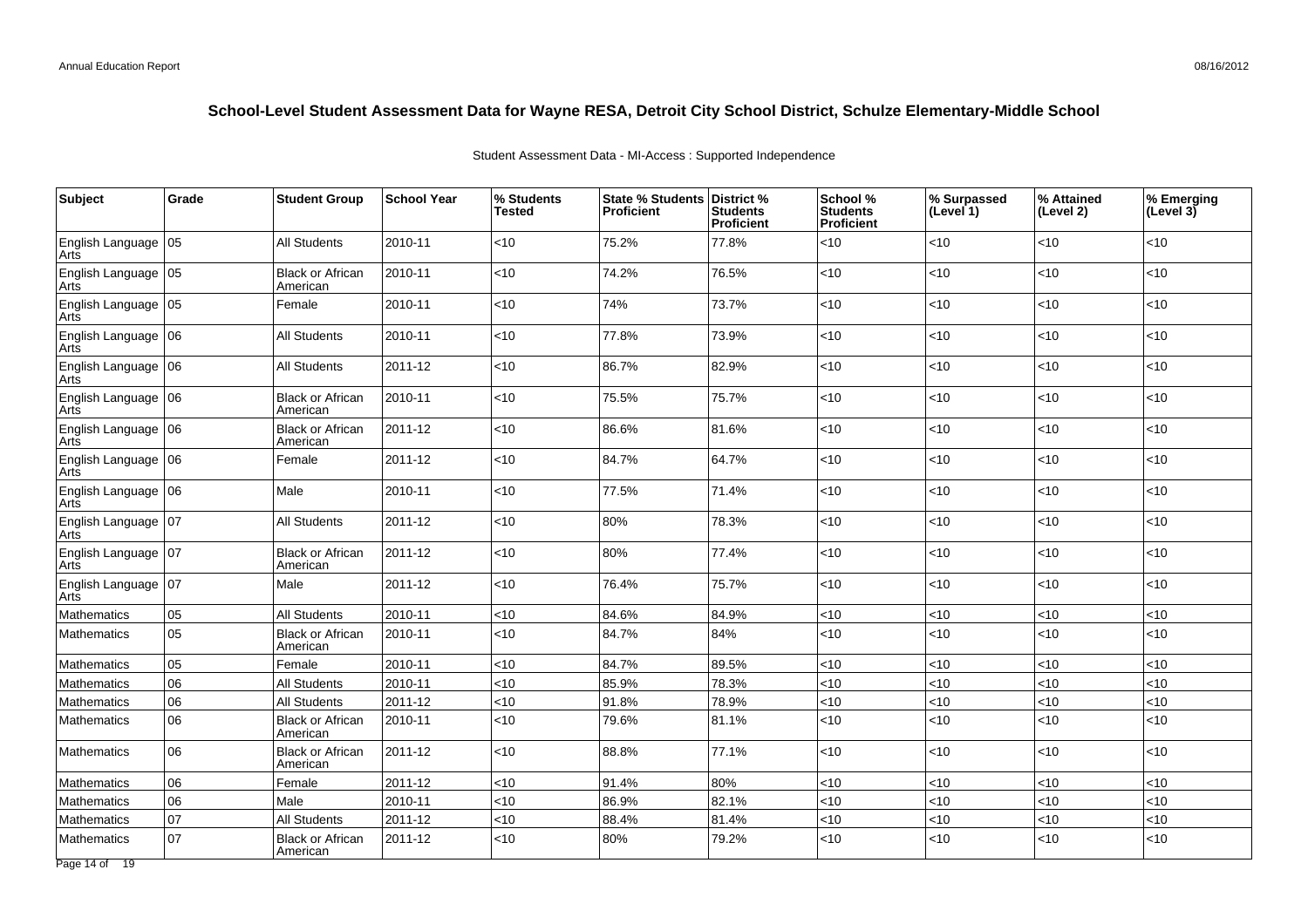## School-Level Student Assessment Data for Wayne RESA, Detroit City School District, Schulze Elementary-Middle School

Student Assessment Data - MI-Access : Supported Independence

| Subject | Grade | Student Group | School Year | % Students Tested | State % Students Proficient | District % Students Proficient | School % Students Proficient | % Surpassed (Level 1) | % Attained (Level 2) | % Emerging (Level 3) |
|---|---|---|---|---|---|---|---|---|---|---|
| English Language Arts | 05 | All Students | 2010-11 | <10 | 75.2% | 77.8% | <10 | <10 | <10 | <10 |
| English Language Arts | 05 | Black or African American | 2010-11 | <10 | 74.2% | 76.5% | <10 | <10 | <10 | <10 |
| English Language Arts | 05 | Female | 2010-11 | <10 | 74% | 73.7% | <10 | <10 | <10 | <10 |
| English Language Arts | 06 | All Students | 2010-11 | <10 | 77.8% | 73.9% | <10 | <10 | <10 | <10 |
| English Language Arts | 06 | All Students | 2011-12 | <10 | 86.7% | 82.9% | <10 | <10 | <10 | <10 |
| English Language Arts | 06 | Black or African American | 2010-11 | <10 | 75.5% | 75.7% | <10 | <10 | <10 | <10 |
| English Language Arts | 06 | Black or African American | 2011-12 | <10 | 86.6% | 81.6% | <10 | <10 | <10 | <10 |
| English Language Arts | 06 | Female | 2011-12 | <10 | 84.7% | 64.7% | <10 | <10 | <10 | <10 |
| English Language Arts | 06 | Male | 2010-11 | <10 | 77.5% | 71.4% | <10 | <10 | <10 | <10 |
| English Language Arts | 07 | All Students | 2011-12 | <10 | 80% | 78.3% | <10 | <10 | <10 | <10 |
| English Language Arts | 07 | Black or African American | 2011-12 | <10 | 80% | 77.4% | <10 | <10 | <10 | <10 |
| English Language Arts | 07 | Male | 2011-12 | <10 | 76.4% | 75.7% | <10 | <10 | <10 | <10 |
| Mathematics | 05 | All Students | 2010-11 | <10 | 84.6% | 84.9% | <10 | <10 | <10 | <10 |
| Mathematics | 05 | Black or African American | 2010-11 | <10 | 84.7% | 84% | <10 | <10 | <10 | <10 |
| Mathematics | 05 | Female | 2010-11 | <10 | 84.7% | 89.5% | <10 | <10 | <10 | <10 |
| Mathematics | 06 | All Students | 2010-11 | <10 | 85.9% | 78.3% | <10 | <10 | <10 | <10 |
| Mathematics | 06 | All Students | 2011-12 | <10 | 91.8% | 78.9% | <10 | <10 | <10 | <10 |
| Mathematics | 06 | Black or African American | 2010-11 | <10 | 79.6% | 81.1% | <10 | <10 | <10 | <10 |
| Mathematics | 06 | Black or African American | 2011-12 | <10 | 88.8% | 77.1% | <10 | <10 | <10 | <10 |
| Mathematics | 06 | Female | 2011-12 | <10 | 91.4% | 80% | <10 | <10 | <10 | <10 |
| Mathematics | 06 | Male | 2010-11 | <10 | 86.9% | 82.1% | <10 | <10 | <10 | <10 |
| Mathematics | 07 | All Students | 2011-12 | <10 | 88.4% | 81.4% | <10 | <10 | <10 | <10 |
| Mathematics | 07 | Black or African American | 2011-12 | <10 | 80% | 79.2% | <10 | <10 | <10 | <10 |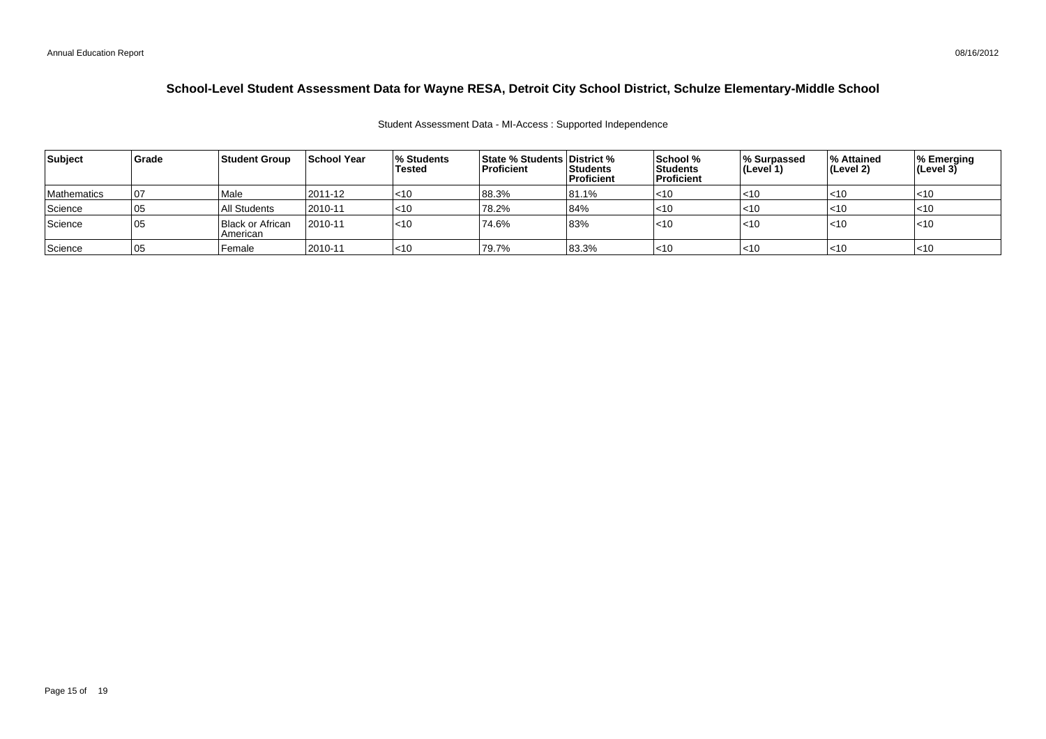# School-Level Student Assessment Data for Wayne RESA, Detroit City School District, Schulze Elementary-Middle School

Student Assessment Data - MI-Access : Supported Independence

| Subject | Grade | Student Group | School Year | % Students Tested | State % Students Proficient | District % Students Proficient | School % Students Proficient | % Surpassed (Level 1) | % Attained (Level 2) | % Emerging (Level 3) |
|---|---|---|---|---|---|---|---|---|---|---|
| Mathematics | 07 | Male | 2011-12 | <10 | 88.3% | 81.1% | <10 | <10 | <10 | <10 |
| Science | 05 | All Students | 2010-11 | <10 | 78.2% | 84% | <10 | <10 | <10 | <10 |
| Science | 05 | Black or African American | 2010-11 | <10 | 74.6% | 83% | <10 | <10 | <10 | <10 |
| Science | 05 | Female | 2010-11 | <10 | 79.7% | 83.3% | <10 | <10 | <10 | <10 |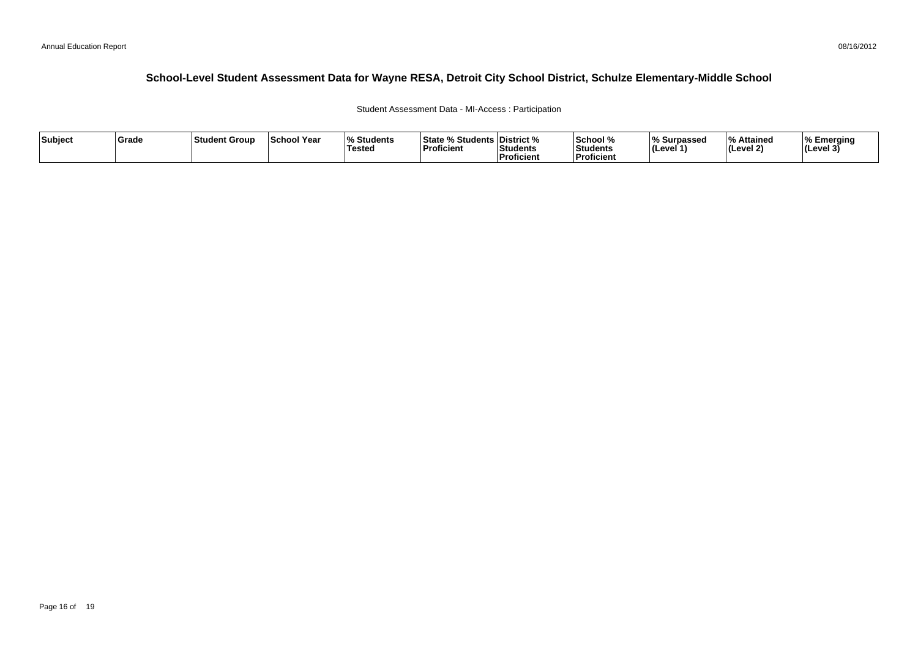## School-Level Student Assessment Data for Wayne RESA, Detroit City School District, Schulze Elementary-Middle School

Student Assessment Data - MI-Access : Participation

| Subject | Grade | Student Group | School Year | % Students Tested | State % Students Proficient | District % Students Proficient | School % Students Proficient | % Surpassed (Level 1) | % Attained (Level 2) | % Emerging (Level 3) |
|---|---|---|---|---|---|---|---|---|---|---|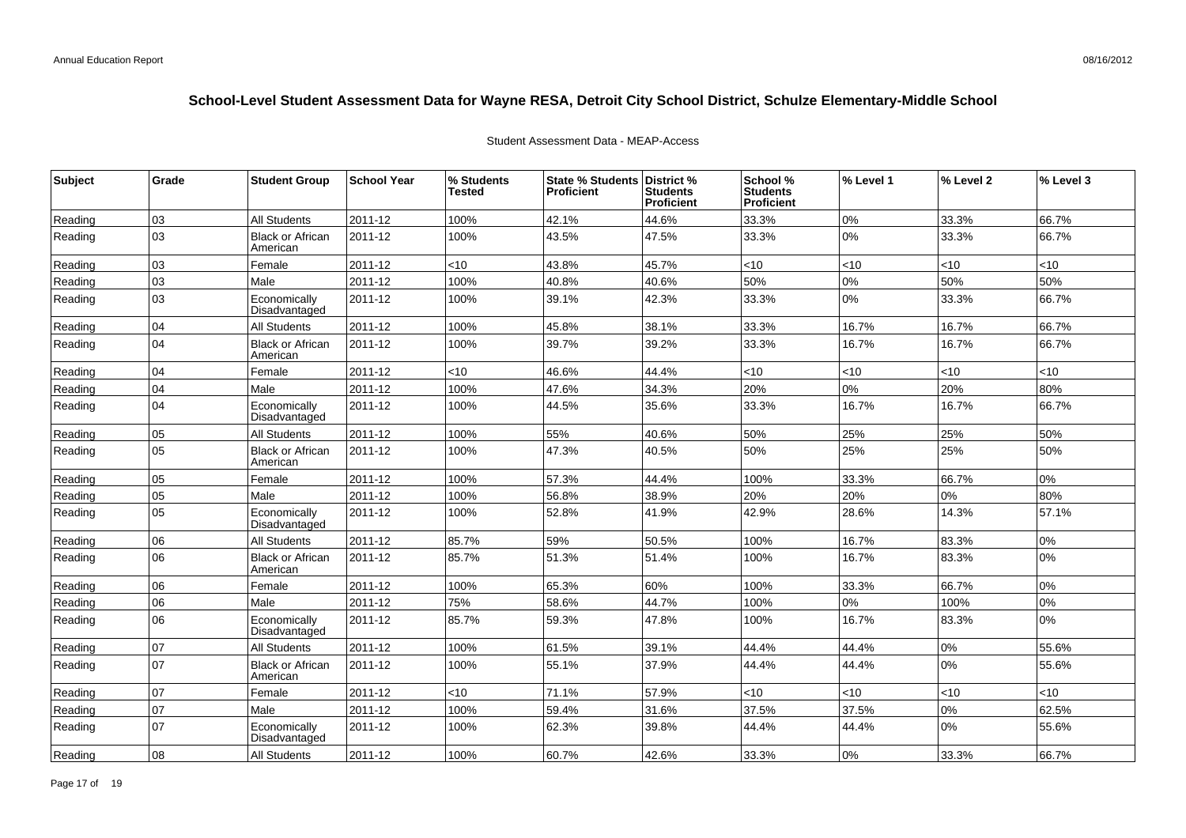## School-Level Student Assessment Data for Wayne RESA, Detroit City School District, Schulze Elementary-Middle School

Student Assessment Data - MEAP-Access

| Subject | Grade | Student Group | School Year | % Students Tested | State % Students Proficient | District % Students Proficient | School % Students Proficient | % Level 1 | % Level 2 | % Level 3 |
|---|---|---|---|---|---|---|---|---|---|---|
| Reading | 03 | All Students | 2011-12 | 100% | 42.1% | 44.6% | 33.3% | 0% | 33.3% | 66.7% |
| Reading | 03 | Black or African American | 2011-12 | 100% | 43.5% | 47.5% | 33.3% | 0% | 33.3% | 66.7% |
| Reading | 03 | Female | 2011-12 | <10 | 43.8% | 45.7% | <10 | <10 | <10 | <10 |
| Reading | 03 | Male | 2011-12 | 100% | 40.8% | 40.6% | 50% | 0% | 50% | 50% |
| Reading | 03 | Economically Disadvantaged | 2011-12 | 100% | 39.1% | 42.3% | 33.3% | 0% | 33.3% | 66.7% |
| Reading | 04 | All Students | 2011-12 | 100% | 45.8% | 38.1% | 33.3% | 16.7% | 16.7% | 66.7% |
| Reading | 04 | Black or African American | 2011-12 | 100% | 39.7% | 39.2% | 33.3% | 16.7% | 16.7% | 66.7% |
| Reading | 04 | Female | 2011-12 | <10 | 46.6% | 44.4% | <10 | <10 | <10 | <10 |
| Reading | 04 | Male | 2011-12 | 100% | 47.6% | 34.3% | 20% | 0% | 20% | 80% |
| Reading | 04 | Economically Disadvantaged | 2011-12 | 100% | 44.5% | 35.6% | 33.3% | 16.7% | 16.7% | 66.7% |
| Reading | 05 | All Students | 2011-12 | 100% | 55% | 40.6% | 50% | 25% | 25% | 50% |
| Reading | 05 | Black or African American | 2011-12 | 100% | 47.3% | 40.5% | 50% | 25% | 25% | 50% |
| Reading | 05 | Female | 2011-12 | 100% | 57.3% | 44.4% | 100% | 33.3% | 66.7% | 0% |
| Reading | 05 | Male | 2011-12 | 100% | 56.8% | 38.9% | 20% | 20% | 0% | 80% |
| Reading | 05 | Economically Disadvantaged | 2011-12 | 100% | 52.8% | 41.9% | 42.9% | 28.6% | 14.3% | 57.1% |
| Reading | 06 | All Students | 2011-12 | 85.7% | 59% | 50.5% | 100% | 16.7% | 83.3% | 0% |
| Reading | 06 | Black or African American | 2011-12 | 85.7% | 51.3% | 51.4% | 100% | 16.7% | 83.3% | 0% |
| Reading | 06 | Female | 2011-12 | 100% | 65.3% | 60% | 100% | 33.3% | 66.7% | 0% |
| Reading | 06 | Male | 2011-12 | 75% | 58.6% | 44.7% | 100% | 0% | 100% | 0% |
| Reading | 06 | Economically Disadvantaged | 2011-12 | 85.7% | 59.3% | 47.8% | 100% | 16.7% | 83.3% | 0% |
| Reading | 07 | All Students | 2011-12 | 100% | 61.5% | 39.1% | 44.4% | 44.4% | 0% | 55.6% |
| Reading | 07 | Black or African American | 2011-12 | 100% | 55.1% | 37.9% | 44.4% | 44.4% | 0% | 55.6% |
| Reading | 07 | Female | 2011-12 | <10 | 71.1% | 57.9% | <10 | <10 | <10 | <10 |
| Reading | 07 | Male | 2011-12 | 100% | 59.4% | 31.6% | 37.5% | 37.5% | 0% | 62.5% |
| Reading | 07 | Economically Disadvantaged | 2011-12 | 100% | 62.3% | 39.8% | 44.4% | 44.4% | 0% | 55.6% |
| Reading | 08 | All Students | 2011-12 | 100% | 60.7% | 42.6% | 33.3% | 0% | 33.3% | 66.7% |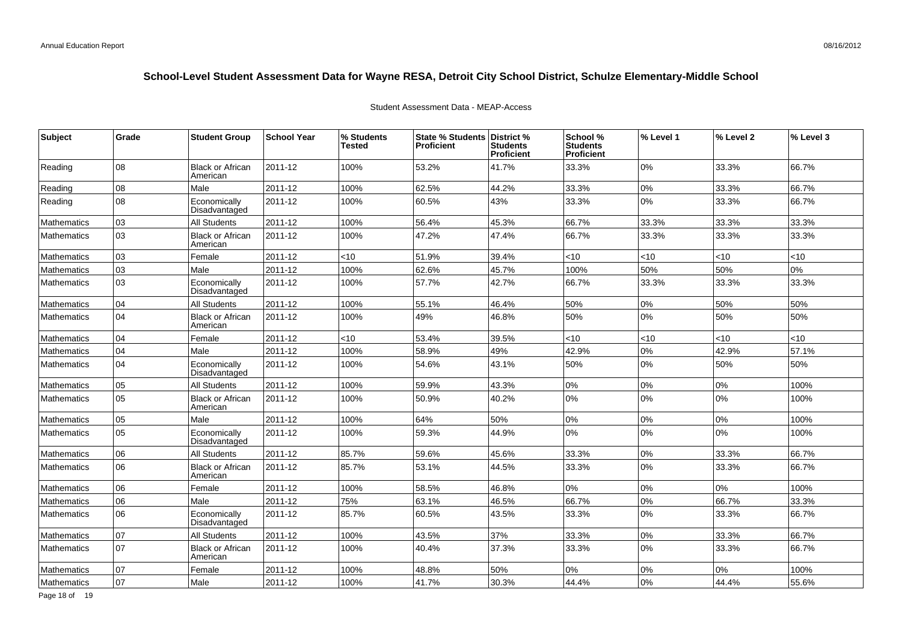# School-Level Student Assessment Data for Wayne RESA, Detroit City School District, Schulze Elementary-Middle School

Student Assessment Data - MEAP-Access

| Subject | Grade | Student Group | School Year | % Students Tested | State % Students Proficient | District % Students Proficient | School % Students Proficient | % Level 1 | % Level 2 | % Level 3 |
|---|---|---|---|---|---|---|---|---|---|---|
| Reading | 08 | Black or African American | 2011-12 | 100% | 53.2% | 41.7% | 33.3% | 0% | 33.3% | 66.7% |
| Reading | 08 | Male | 2011-12 | 100% | 62.5% | 44.2% | 33.3% | 0% | 33.3% | 66.7% |
| Reading | 08 | Economically Disadvantaged | 2011-12 | 100% | 60.5% | 43% | 33.3% | 0% | 33.3% | 66.7% |
| Mathematics | 03 | All Students | 2011-12 | 100% | 56.4% | 45.3% | 66.7% | 33.3% | 33.3% | 33.3% |
| Mathematics | 03 | Black or African American | 2011-12 | 100% | 47.2% | 47.4% | 66.7% | 33.3% | 33.3% | 33.3% |
| Mathematics | 03 | Female | 2011-12 | <10 | 51.9% | 39.4% | <10 | <10 | <10 | <10 |
| Mathematics | 03 | Male | 2011-12 | 100% | 62.6% | 45.7% | 100% | 50% | 50% | 0% |
| Mathematics | 03 | Economically Disadvantaged | 2011-12 | 100% | 57.7% | 42.7% | 66.7% | 33.3% | 33.3% | 33.3% |
| Mathematics | 04 | All Students | 2011-12 | 100% | 55.1% | 46.4% | 50% | 0% | 50% | 50% |
| Mathematics | 04 | Black or African American | 2011-12 | 100% | 49% | 46.8% | 50% | 0% | 50% | 50% |
| Mathematics | 04 | Female | 2011-12 | <10 | 53.4% | 39.5% | <10 | <10 | <10 | <10 |
| Mathematics | 04 | Male | 2011-12 | 100% | 58.9% | 49% | 42.9% | 0% | 42.9% | 57.1% |
| Mathematics | 04 | Economically Disadvantaged | 2011-12 | 100% | 54.6% | 43.1% | 50% | 0% | 50% | 50% |
| Mathematics | 05 | All Students | 2011-12 | 100% | 59.9% | 43.3% | 0% | 0% | 0% | 100% |
| Mathematics | 05 | Black or African American | 2011-12 | 100% | 50.9% | 40.2% | 0% | 0% | 0% | 100% |
| Mathematics | 05 | Male | 2011-12 | 100% | 64% | 50% | 0% | 0% | 0% | 100% |
| Mathematics | 05 | Economically Disadvantaged | 2011-12 | 100% | 59.3% | 44.9% | 0% | 0% | 0% | 100% |
| Mathematics | 06 | All Students | 2011-12 | 85.7% | 59.6% | 45.6% | 33.3% | 0% | 33.3% | 66.7% |
| Mathematics | 06 | Black or African American | 2011-12 | 85.7% | 53.1% | 44.5% | 33.3% | 0% | 33.3% | 66.7% |
| Mathematics | 06 | Female | 2011-12 | 100% | 58.5% | 46.8% | 0% | 0% | 0% | 100% |
| Mathematics | 06 | Male | 2011-12 | 75% | 63.1% | 46.5% | 66.7% | 0% | 66.7% | 33.3% |
| Mathematics | 06 | Economically Disadvantaged | 2011-12 | 85.7% | 60.5% | 43.5% | 33.3% | 0% | 33.3% | 66.7% |
| Mathematics | 07 | All Students | 2011-12 | 100% | 43.5% | 37% | 33.3% | 0% | 33.3% | 66.7% |
| Mathematics | 07 | Black or African American | 2011-12 | 100% | 40.4% | 37.3% | 33.3% | 0% | 33.3% | 66.7% |
| Mathematics | 07 | Female | 2011-12 | 100% | 48.8% | 50% | 0% | 0% | 0% | 100% |
| Mathematics | 07 | Male | 2011-12 | 100% | 41.7% | 30.3% | 44.4% | 0% | 44.4% | 55.6% |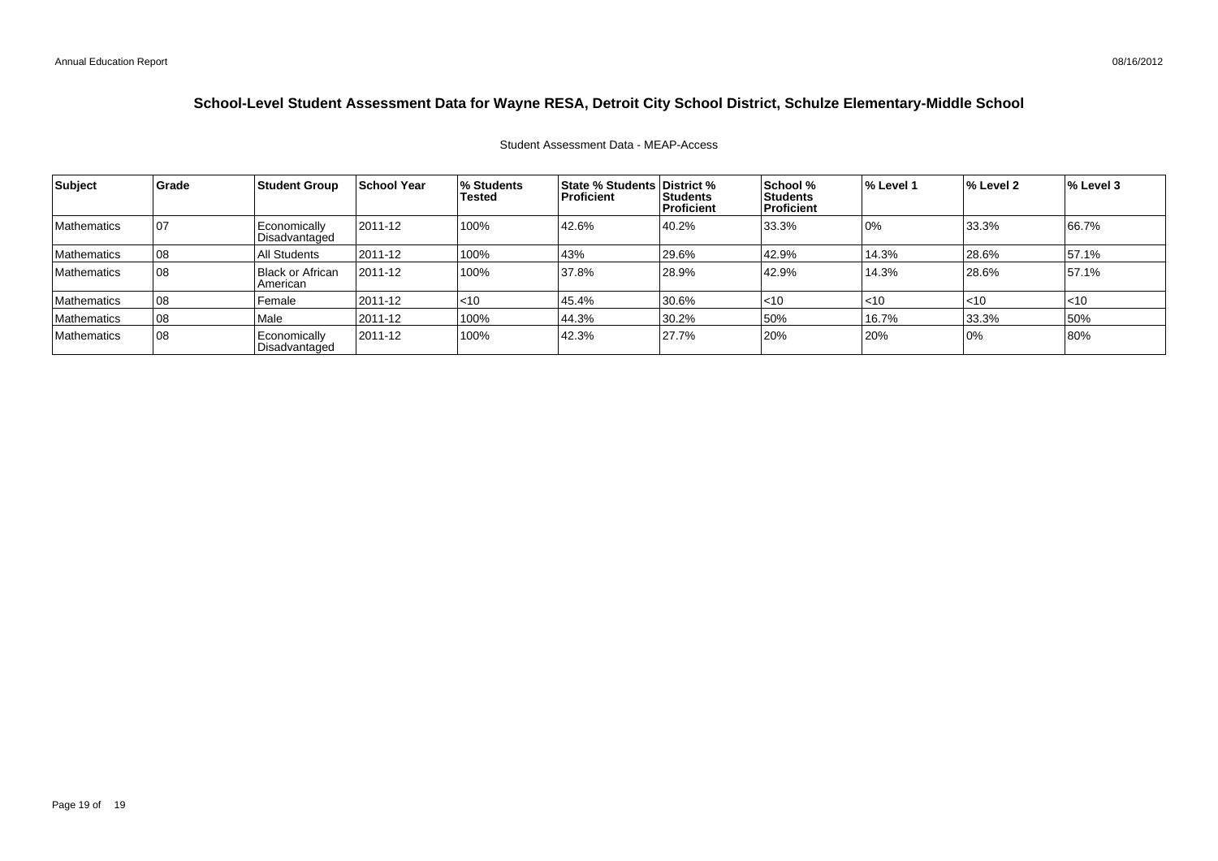## School-Level Student Assessment Data for Wayne RESA, Detroit City School District, Schulze Elementary-Middle School

Student Assessment Data - MEAP-Access

| Subject | Grade | Student Group | School Year | % Students Tested | State % Students Proficient | District % Students Proficient | School % Students Proficient | % Level 1 | % Level 2 | % Level 3 |
|---|---|---|---|---|---|---|---|---|---|---|
| Mathematics | 07 | Economically Disadvantaged | 2011-12 | 100% | 42.6% | 40.2% | 33.3% | 0% | 33.3% | 66.7% |
| Mathematics | 08 | All Students | 2011-12 | 100% | 43% | 29.6% | 42.9% | 14.3% | 28.6% | 57.1% |
| Mathematics | 08 | Black or African American | 2011-12 | 100% | 37.8% | 28.9% | 42.9% | 14.3% | 28.6% | 57.1% |
| Mathematics | 08 | Female | 2011-12 | <10 | 45.4% | 30.6% | <10 | <10 | <10 | <10 |
| Mathematics | 08 | Male | 2011-12 | 100% | 44.3% | 30.2% | 50% | 16.7% | 33.3% | 50% |
| Mathematics | 08 | Economically Disadvantaged | 2011-12 | 100% | 42.3% | 27.7% | 20% | 20% | 0% | 80% |